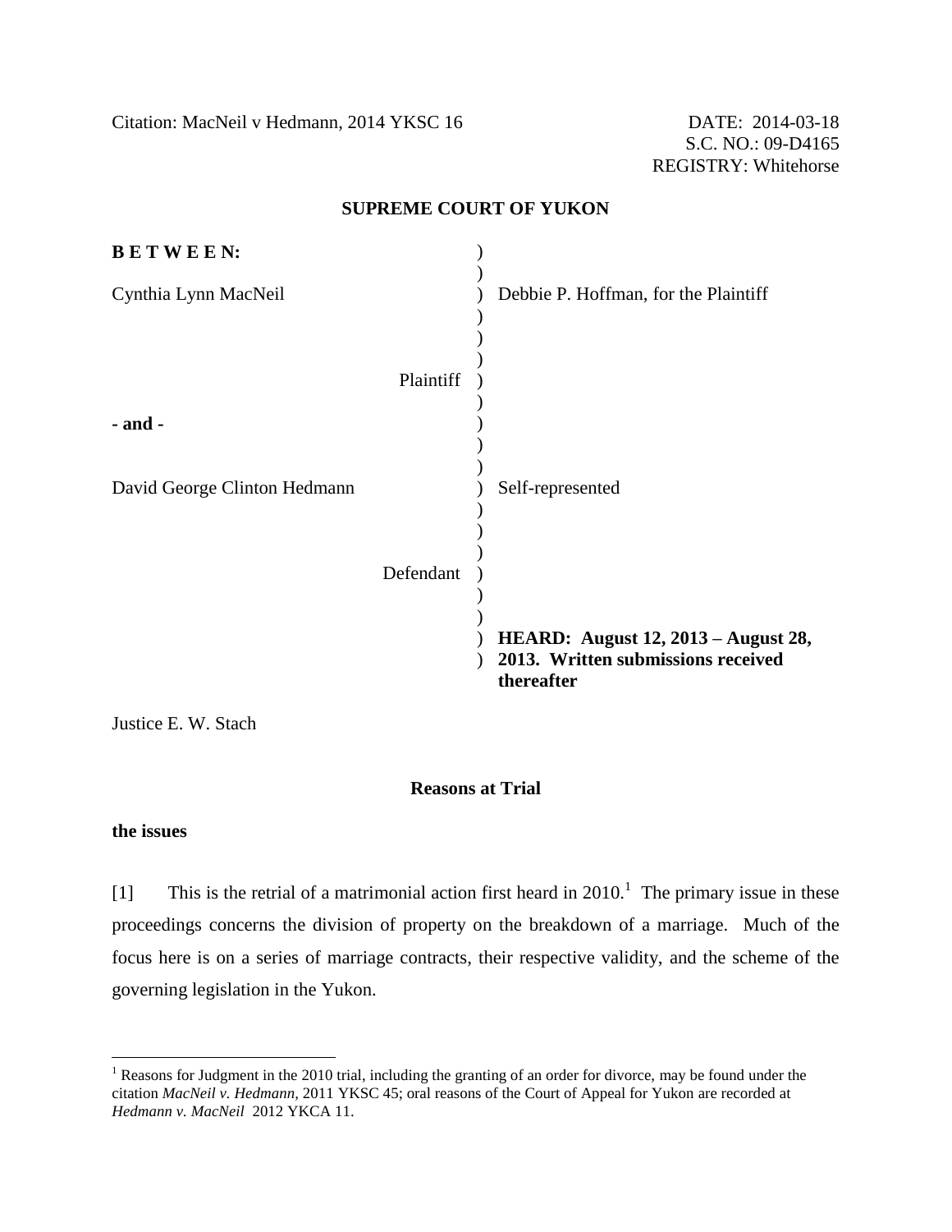Citation: MacNeil v Hedmann, 2014 YKSC 16

DATE: 2014-03-18
S.C. NO.: 09-D4165
REGISTRY: Whitehorse

**SUPREME COURT OF YUKON**

**B E T W E E N:**

Cynthia Lynn MacNeil — Debbie P. Hoffman, for the Plaintiff

Plaintiff

**- and -**

David George Clinton Hedmann — Self-represented

Defendant

**HEARD: August 12, 2013 – August 28, 2013. Written submissions received thereafter**

Justice E. W. Stach

**Reasons at Trial**

**the issues**

[1] This is the retrial of a matrimonial action first heard in 2010.[1] The primary issue in these proceedings concerns the division of property on the breakdown of a marriage. Much of the focus here is on a series of marriage contracts, their respective validity, and the scheme of the governing legislation in the Yukon.

[1] Reasons for Judgment in the 2010 trial, including the granting of an order for divorce, may be found under the citation *MacNeil v. Hedmann,* 2011 YKSC 45; oral reasons of the Court of Appeal for Yukon are recorded at *Hedmann v. MacNeil* 2012 YKCA 11.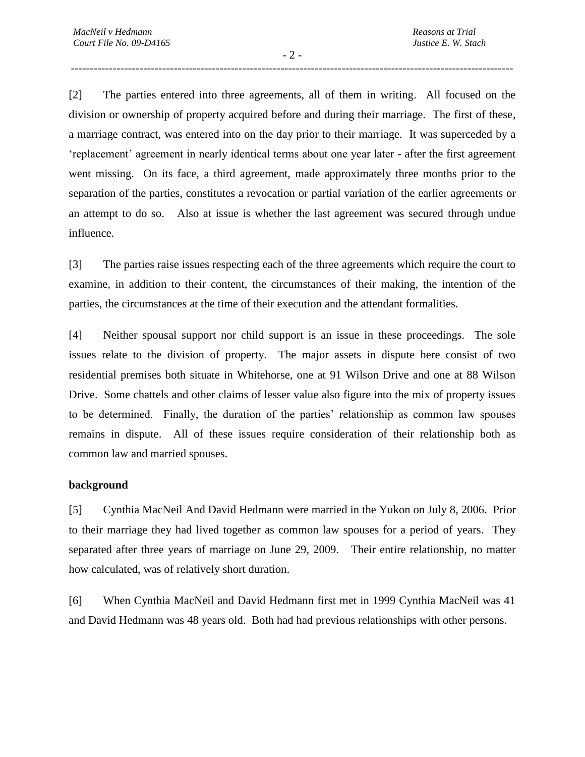[2] The parties entered into three agreements, all of them in writing. All focused on the division or ownership of property acquired before and during their marriage. The first of these, a marriage contract, was entered into on the day prior to their marriage. It was superceded by a 'replacement' agreement in nearly identical terms about one year later - after the first agreement went missing. On its face, a third agreement, made approximately three months prior to the separation of the parties, constitutes a revocation or partial variation of the earlier agreements or an attempt to do so. Also at issue is whether the last agreement was secured through undue influence.

[3] The parties raise issues respecting each of the three agreements which require the court to examine, in addition to their content, the circumstances of their making, the intention of the parties, the circumstances at the time of their execution and the attendant formalities.

[4] Neither spousal support nor child support is an issue in these proceedings. The sole issues relate to the division of property. The major assets in dispute here consist of two residential premises both situate in Whitehorse, one at 91 Wilson Drive and one at 88 Wilson Drive. Some chattels and other claims of lesser value also figure into the mix of property issues to be determined. Finally, the duration of the parties' relationship as common law spouses remains in dispute. All of these issues require consideration of their relationship both as common law and married spouses.

**background**

[5] Cynthia MacNeil And David Hedmann were married in the Yukon on July 8, 2006. Prior to their marriage they had lived together as common law spouses for a period of years. They separated after three years of marriage on June 29, 2009. Their entire relationship, no matter how calculated, was of relatively short duration.

[6] When Cynthia MacNeil and David Hedmann first met in 1999 Cynthia MacNeil was 41 and David Hedmann was 48 years old. Both had had previous relationships with other persons.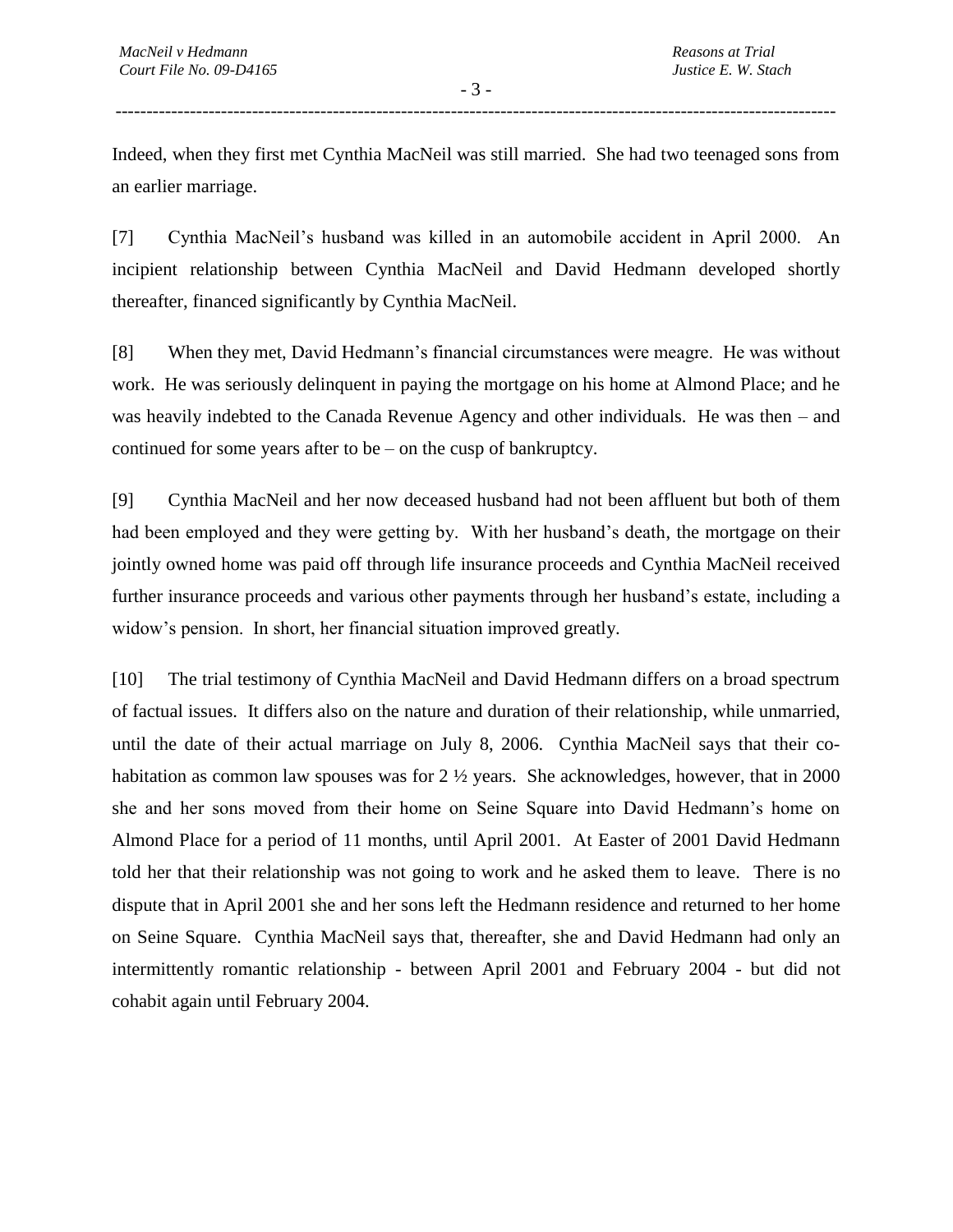Indeed, when they first met Cynthia MacNeil was still married. She had two teenaged sons from an earlier marriage.

[7] Cynthia MacNeil's husband was killed in an automobile accident in April 2000. An incipient relationship between Cynthia MacNeil and David Hedmann developed shortly thereafter, financed significantly by Cynthia MacNeil.

[8] When they met, David Hedmann's financial circumstances were meagre. He was without work. He was seriously delinquent in paying the mortgage on his home at Almond Place; and he was heavily indebted to the Canada Revenue Agency and other individuals. He was then – and continued for some years after to be – on the cusp of bankruptcy.

[9] Cynthia MacNeil and her now deceased husband had not been affluent but both of them had been employed and they were getting by. With her husband's death, the mortgage on their jointly owned home was paid off through life insurance proceeds and Cynthia MacNeil received further insurance proceeds and various other payments through her husband's estate, including a widow's pension. In short, her financial situation improved greatly.

[10] The trial testimony of Cynthia MacNeil and David Hedmann differs on a broad spectrum of factual issues. It differs also on the nature and duration of their relationship, while unmarried, until the date of their actual marriage on July 8, 2006. Cynthia MacNeil says that their co-habitation as common law spouses was for 2 ½ years. She acknowledges, however, that in 2000 she and her sons moved from their home on Seine Square into David Hedmann's home on Almond Place for a period of 11 months, until April 2001. At Easter of 2001 David Hedmann told her that their relationship was not going to work and he asked them to leave. There is no dispute that in April 2001 she and her sons left the Hedmann residence and returned to her home on Seine Square. Cynthia MacNeil says that, thereafter, she and David Hedmann had only an intermittently romantic relationship - between April 2001 and February 2004 - but did not cohabit again until February 2004.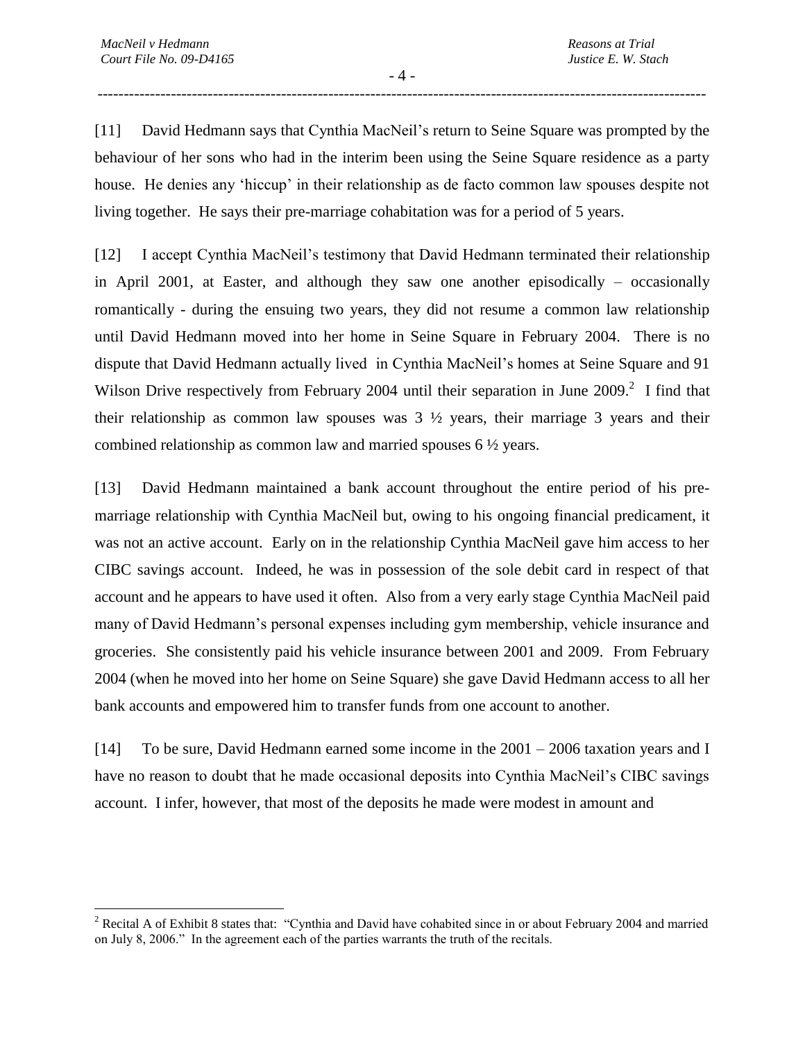[11] David Hedmann says that Cynthia MacNeil's return to Seine Square was prompted by the behaviour of her sons who had in the interim been using the Seine Square residence as a party house. He denies any 'hiccup' in their relationship as de facto common law spouses despite not living together. He says their pre-marriage cohabitation was for a period of 5 years.

[12] I accept Cynthia MacNeil's testimony that David Hedmann terminated their relationship in April 2001, at Easter, and although they saw one another episodically – occasionally romantically - during the ensuing two years, they did not resume a common law relationship until David Hedmann moved into her home in Seine Square in February 2004. There is no dispute that David Hedmann actually lived in Cynthia MacNeil's homes at Seine Square and 91 Wilson Drive respectively from February 2004 until their separation in June 2009.[2] I find that their relationship as common law spouses was 3 ½ years, their marriage 3 years and their combined relationship as common law and married spouses 6 ½ years.

[13] David Hedmann maintained a bank account throughout the entire period of his pre-marriage relationship with Cynthia MacNeil but, owing to his ongoing financial predicament, it was not an active account. Early on in the relationship Cynthia MacNeil gave him access to her CIBC savings account. Indeed, he was in possession of the sole debit card in respect of that account and he appears to have used it often. Also from a very early stage Cynthia MacNeil paid many of David Hedmann's personal expenses including gym membership, vehicle insurance and groceries. She consistently paid his vehicle insurance between 2001 and 2009. From February 2004 (when he moved into her home on Seine Square) she gave David Hedmann access to all her bank accounts and empowered him to transfer funds from one account to another.

[14] To be sure, David Hedmann earned some income in the 2001 – 2006 taxation years and I have no reason to doubt that he made occasional deposits into Cynthia MacNeil's CIBC savings account. I infer, however, that most of the deposits he made were modest in amount and

[2] Recital A of Exhibit 8 states that: "Cynthia and David have cohabited since in or about February 2004 and married on July 8, 2006." In the agreement each of the parties warrants the truth of the recitals.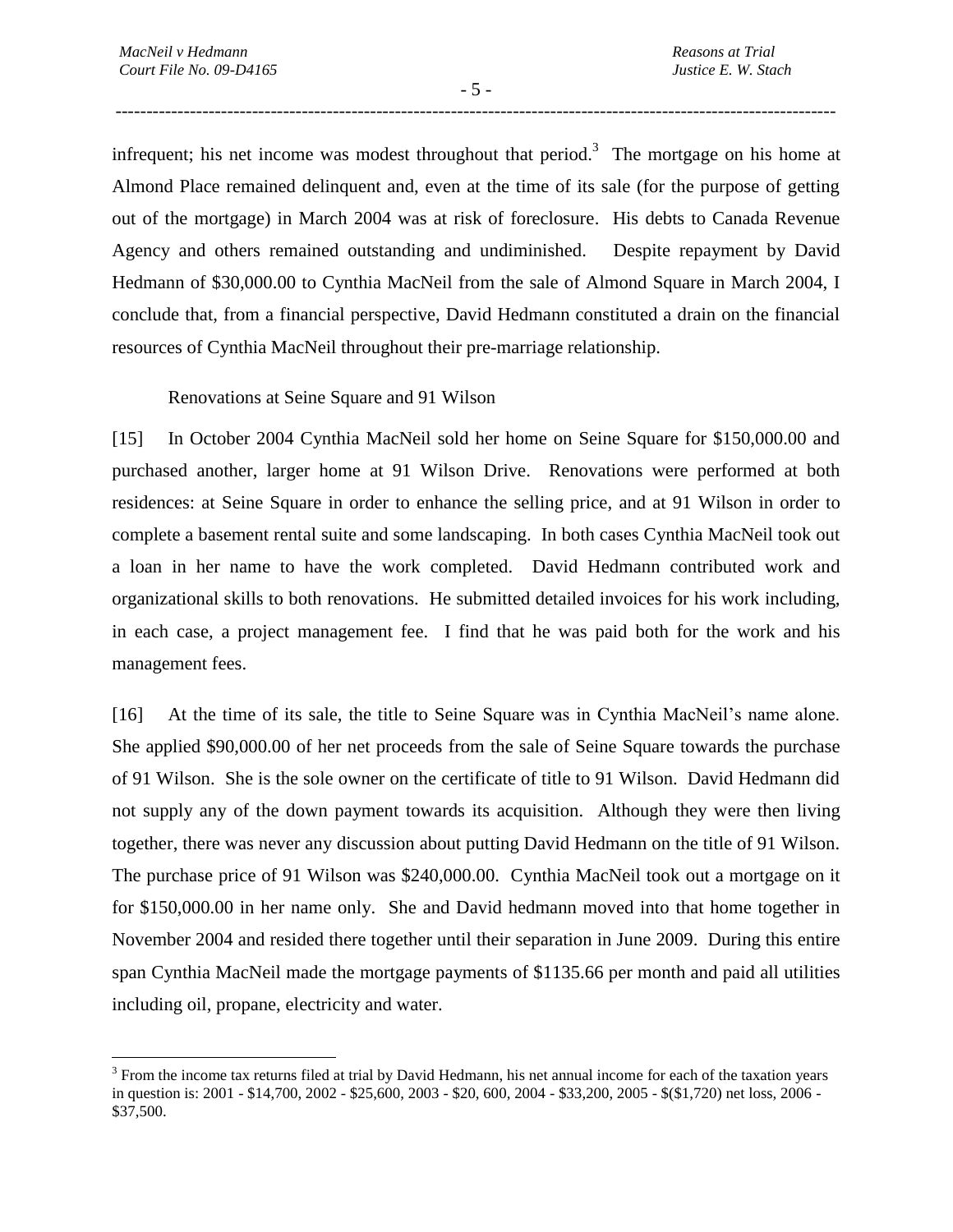infrequent; his net income was modest throughout that period.[3] The mortgage on his home at Almond Place remained delinquent and, even at the time of its sale (for the purpose of getting out of the mortgage) in March 2004 was at risk of foreclosure. His debts to Canada Revenue Agency and others remained outstanding and undiminished. Despite repayment by David Hedmann of $30,000.00 to Cynthia MacNeil from the sale of Almond Square in March 2004, I conclude that, from a financial perspective, David Hedmann constituted a drain on the financial resources of Cynthia MacNeil throughout their pre-marriage relationship.

Renovations at Seine Square and 91 Wilson

[15] In October 2004 Cynthia MacNeil sold her home on Seine Square for $150,000.00 and purchased another, larger home at 91 Wilson Drive. Renovations were performed at both residences: at Seine Square in order to enhance the selling price, and at 91 Wilson in order to complete a basement rental suite and some landscaping. In both cases Cynthia MacNeil took out a loan in her name to have the work completed. David Hedmann contributed work and organizational skills to both renovations. He submitted detailed invoices for his work including, in each case, a project management fee. I find that he was paid both for the work and his management fees.

[16] At the time of its sale, the title to Seine Square was in Cynthia MacNeil's name alone. She applied $90,000.00 of her net proceeds from the sale of Seine Square towards the purchase of 91 Wilson. She is the sole owner on the certificate of title to 91 Wilson. David Hedmann did not supply any of the down payment towards its acquisition. Although they were then living together, there was never any discussion about putting David Hedmann on the title of 91 Wilson. The purchase price of 91 Wilson was $240,000.00. Cynthia MacNeil took out a mortgage on it for $150,000.00 in her name only. She and David hedmann moved into that home together in November 2004 and resided there together until their separation in June 2009. During this entire span Cynthia MacNeil made the mortgage payments of $1135.66 per month and paid all utilities including oil, propane, electricity and water.

---

[3] From the income tax returns filed at trial by David Hedmann, his net annual income for each of the taxation years in question is: 2001 - $14,700, 2002 - $25,600, 2003 - $20, 600, 2004 - $33,200, 2005 - $($1,720) net loss, 2006 - $37,500.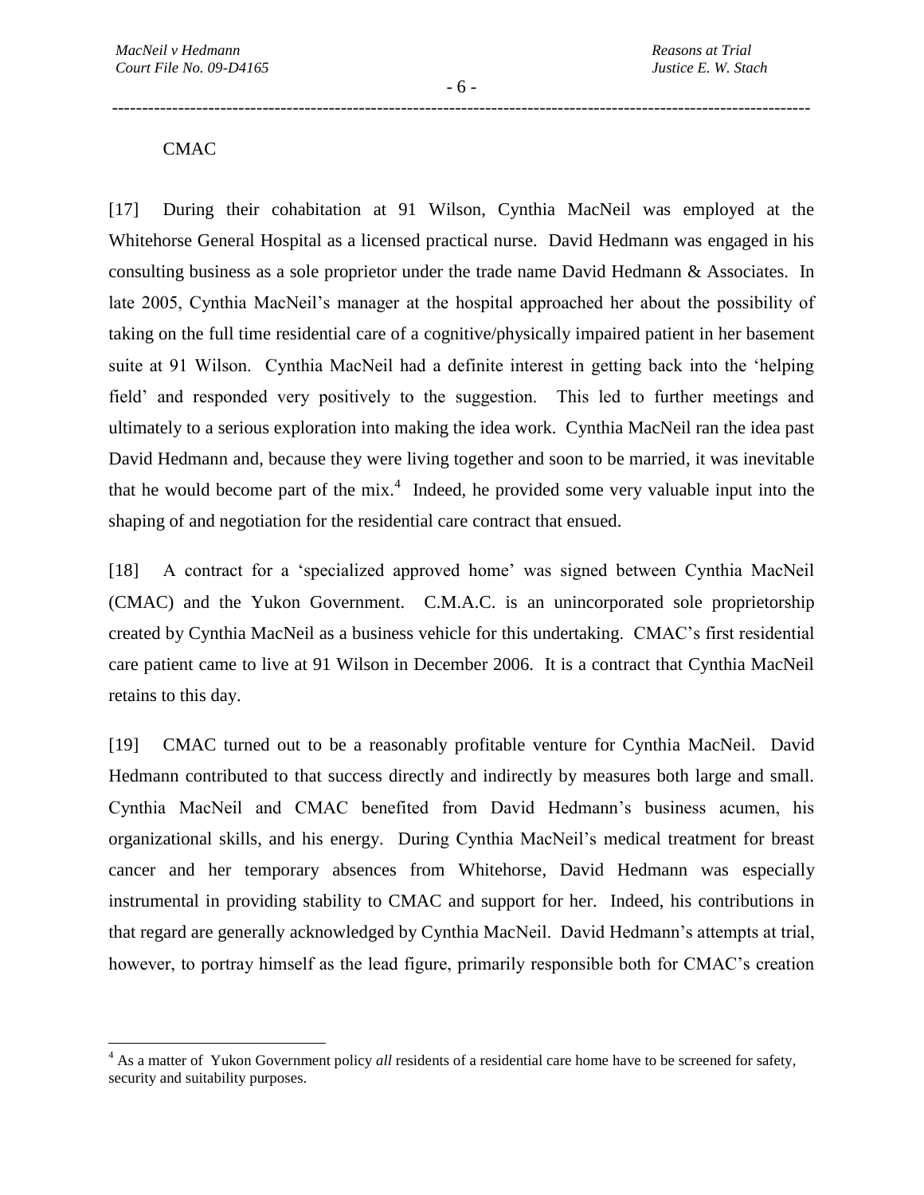CMAC

[17] During their cohabitation at 91 Wilson, Cynthia MacNeil was employed at the Whitehorse General Hospital as a licensed practical nurse. David Hedmann was engaged in his consulting business as a sole proprietor under the trade name David Hedmann & Associates. In late 2005, Cynthia MacNeil's manager at the hospital approached her about the possibility of taking on the full time residential care of a cognitive/physically impaired patient in her basement suite at 91 Wilson. Cynthia MacNeil had a definite interest in getting back into the 'helping field' and responded very positively to the suggestion. This led to further meetings and ultimately to a serious exploration into making the idea work. Cynthia MacNeil ran the idea past David Hedmann and, because they were living together and soon to be married, it was inevitable that he would become part of the mix.[4] Indeed, he provided some very valuable input into the shaping of and negotiation for the residential care contract that ensued.

[18] A contract for a 'specialized approved home' was signed between Cynthia MacNeil (CMAC) and the Yukon Government. C.M.A.C. is an unincorporated sole proprietorship created by Cynthia MacNeil as a business vehicle for this undertaking. CMAC's first residential care patient came to live at 91 Wilson in December 2006. It is a contract that Cynthia MacNeil retains to this day.

[19] CMAC turned out to be a reasonably profitable venture for Cynthia MacNeil. David Hedmann contributed to that success directly and indirectly by measures both large and small. Cynthia MacNeil and CMAC benefited from David Hedmann's business acumen, his organizational skills, and his energy. During Cynthia MacNeil's medical treatment for breast cancer and her temporary absences from Whitehorse, David Hedmann was especially instrumental in providing stability to CMAC and support for her. Indeed, his contributions in that regard are generally acknowledged by Cynthia MacNeil. David Hedmann's attempts at trial, however, to portray himself as the lead figure, primarily responsible both for CMAC's creation

[4] As a matter of Yukon Government policy *all* residents of a residential care home have to be screened for safety, security and suitability purposes.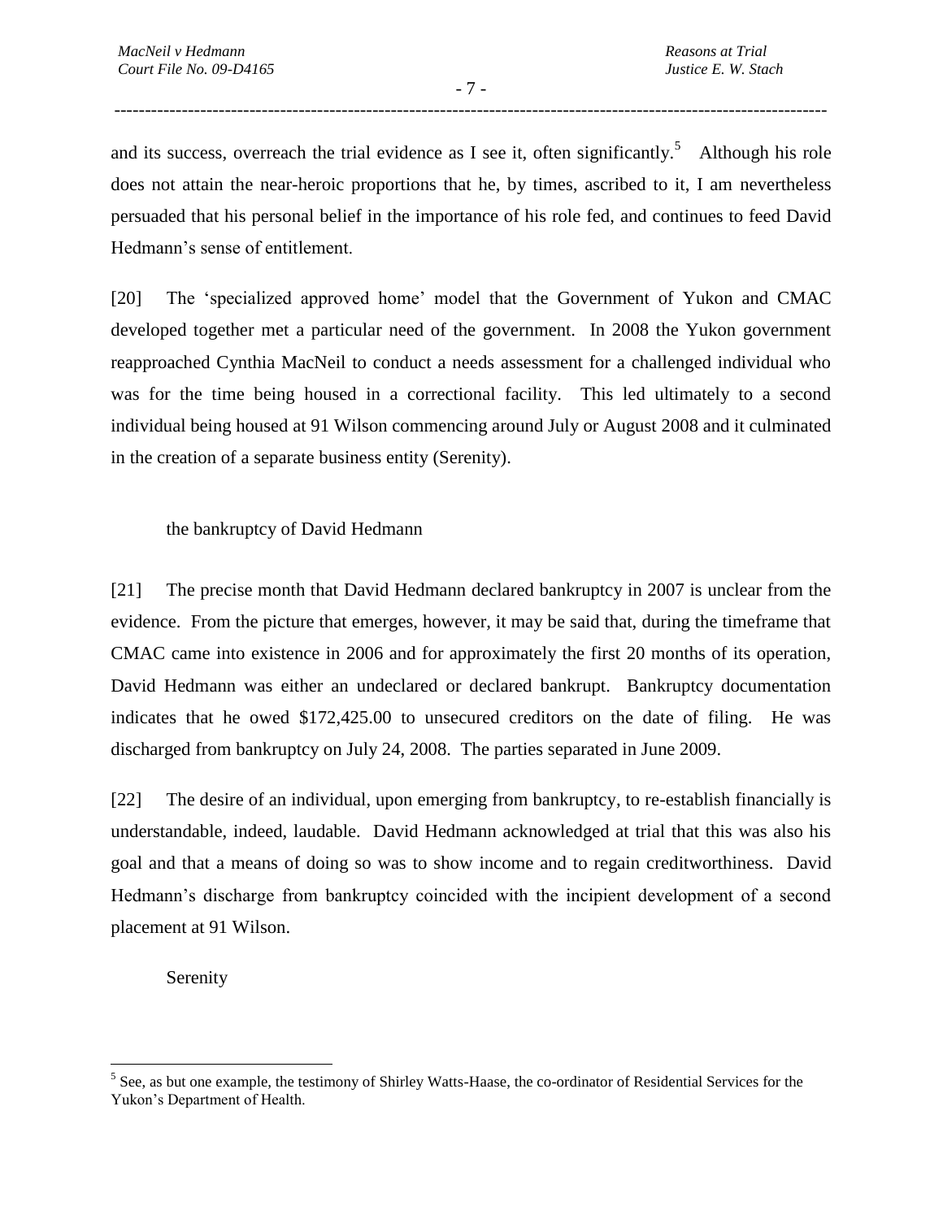and its success, overreach the trial evidence as I see it, often significantly.[5] Although his role does not attain the near-heroic proportions that he, by times, ascribed to it, I am nevertheless persuaded that his personal belief in the importance of his role fed, and continues to feed David Hedmann's sense of entitlement.

[20] The 'specialized approved home' model that the Government of Yukon and CMAC developed together met a particular need of the government. In 2008 the Yukon government reapproached Cynthia MacNeil to conduct a needs assessment for a challenged individual who was for the time being housed in a correctional facility. This led ultimately to a second individual being housed at 91 Wilson commencing around July or August 2008 and it culminated in the creation of a separate business entity (Serenity).

### the bankruptcy of David Hedmann

[21] The precise month that David Hedmann declared bankruptcy in 2007 is unclear from the evidence. From the picture that emerges, however, it may be said that, during the timeframe that CMAC came into existence in 2006 and for approximately the first 20 months of its operation, David Hedmann was either an undeclared or declared bankrupt. Bankruptcy documentation indicates that he owed $172,425.00 to unsecured creditors on the date of filing. He was discharged from bankruptcy on July 24, 2008. The parties separated in June 2009.

[22] The desire of an individual, upon emerging from bankruptcy, to re-establish financially is understandable, indeed, laudable. David Hedmann acknowledged at trial that this was also his goal and that a means of doing so was to show income and to regain creditworthiness. David Hedmann's discharge from bankruptcy coincided with the incipient development of a second placement at 91 Wilson.

### Serenity

[5] See, as but one example, the testimony of Shirley Watts-Haase, the co-ordinator of Residential Services for the Yukon's Department of Health.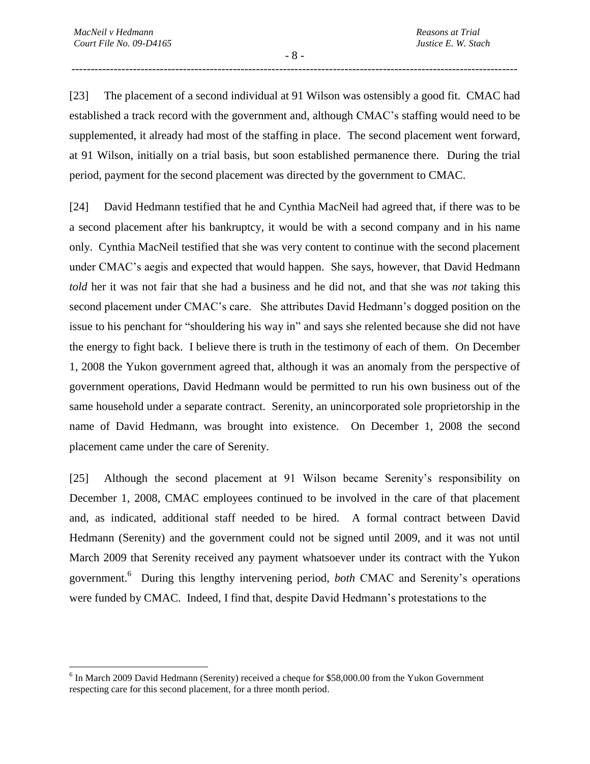[23] The placement of a second individual at 91 Wilson was ostensibly a good fit. CMAC had established a track record with the government and, although CMAC's staffing would need to be supplemented, it already had most of the staffing in place. The second placement went forward, at 91 Wilson, initially on a trial basis, but soon established permanence there. During the trial period, payment for the second placement was directed by the government to CMAC.

[24] David Hedmann testified that he and Cynthia MacNeil had agreed that, if there was to be a second placement after his bankruptcy, it would be with a second company and in his name only. Cynthia MacNeil testified that she was very content to continue with the second placement under CMAC's aegis and expected that would happen. She says, however, that David Hedmann *told* her it was not fair that she had a business and he did not, and that she was *not* taking this second placement under CMAC's care. She attributes David Hedmann's dogged position on the issue to his penchant for "shouldering his way in" and says she relented because she did not have the energy to fight back. I believe there is truth in the testimony of each of them. On December 1, 2008 the Yukon government agreed that, although it was an anomaly from the perspective of government operations, David Hedmann would be permitted to run his own business out of the same household under a separate contract. Serenity, an unincorporated sole proprietorship in the name of David Hedmann, was brought into existence. On December 1, 2008 the second placement came under the care of Serenity.

[25] Although the second placement at 91 Wilson became Serenity's responsibility on December 1, 2008, CMAC employees continued to be involved in the care of that placement and, as indicated, additional staff needed to be hired. A formal contract between David Hedmann (Serenity) and the government could not be signed until 2009, and it was not until March 2009 that Serenity received any payment whatsoever under its contract with the Yukon government.[6] During this lengthy intervening period, *both* CMAC and Serenity's operations were funded by CMAC. Indeed, I find that, despite David Hedmann's protestations to the

---

[6] In March 2009 David Hedmann (Serenity) received a cheque for $58,000.00 from the Yukon Government respecting care for this second placement, for a three month period.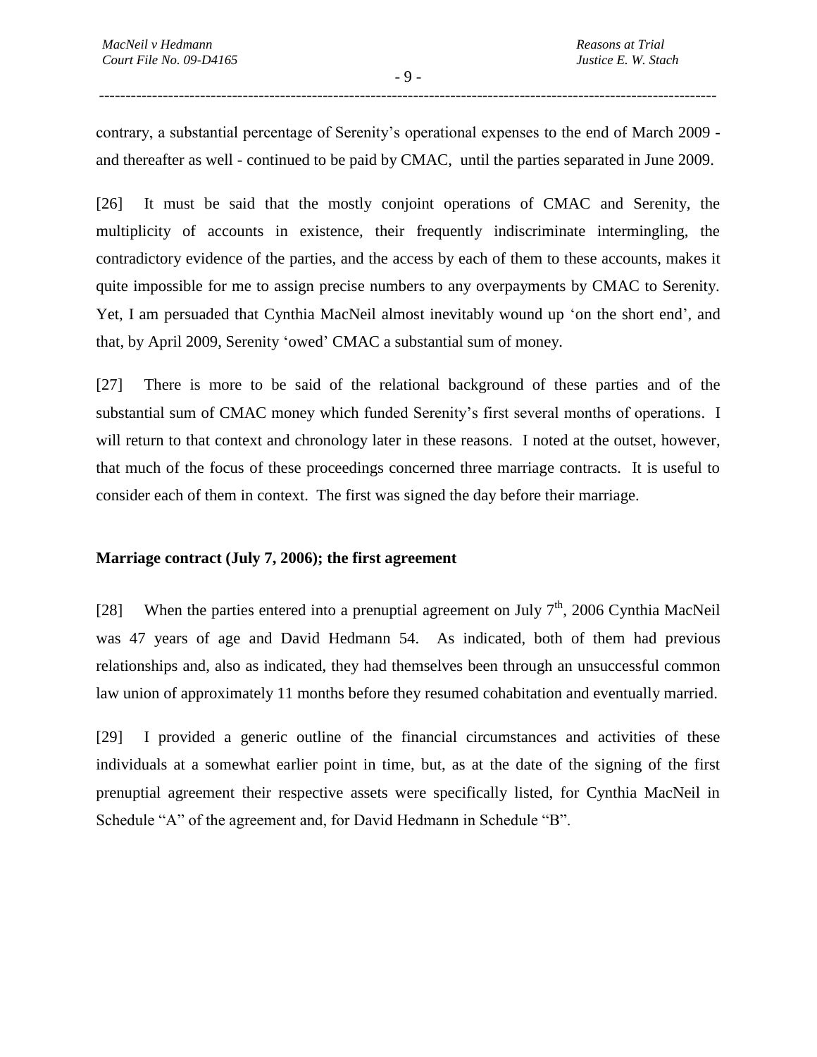contrary, a substantial percentage of Serenity's operational expenses to the end of March 2009 - and thereafter as well - continued to be paid by CMAC, until the parties separated in June 2009.

[26] It must be said that the mostly conjoint operations of CMAC and Serenity, the multiplicity of accounts in existence, their frequently indiscriminate intermingling, the contradictory evidence of the parties, and the access by each of them to these accounts, makes it quite impossible for me to assign precise numbers to any overpayments by CMAC to Serenity. Yet, I am persuaded that Cynthia MacNeil almost inevitably wound up 'on the short end', and that, by April 2009, Serenity 'owed' CMAC a substantial sum of money.

[27] There is more to be said of the relational background of these parties and of the substantial sum of CMAC money which funded Serenity's first several months of operations. I will return to that context and chronology later in these reasons. I noted at the outset, however, that much of the focus of these proceedings concerned three marriage contracts. It is useful to consider each of them in context. The first was signed the day before their marriage.

**Marriage contract (July 7, 2006); the first agreement**

[28] When the parties entered into a prenuptial agreement on July 7th, 2006 Cynthia MacNeil was 47 years of age and David Hedmann 54. As indicated, both of them had previous relationships and, also as indicated, they had themselves been through an unsuccessful common law union of approximately 11 months before they resumed cohabitation and eventually married.

[29] I provided a generic outline of the financial circumstances and activities of these individuals at a somewhat earlier point in time, but, as at the date of the signing of the first prenuptial agreement their respective assets were specifically listed, for Cynthia MacNeil in Schedule "A" of the agreement and, for David Hedmann in Schedule "B".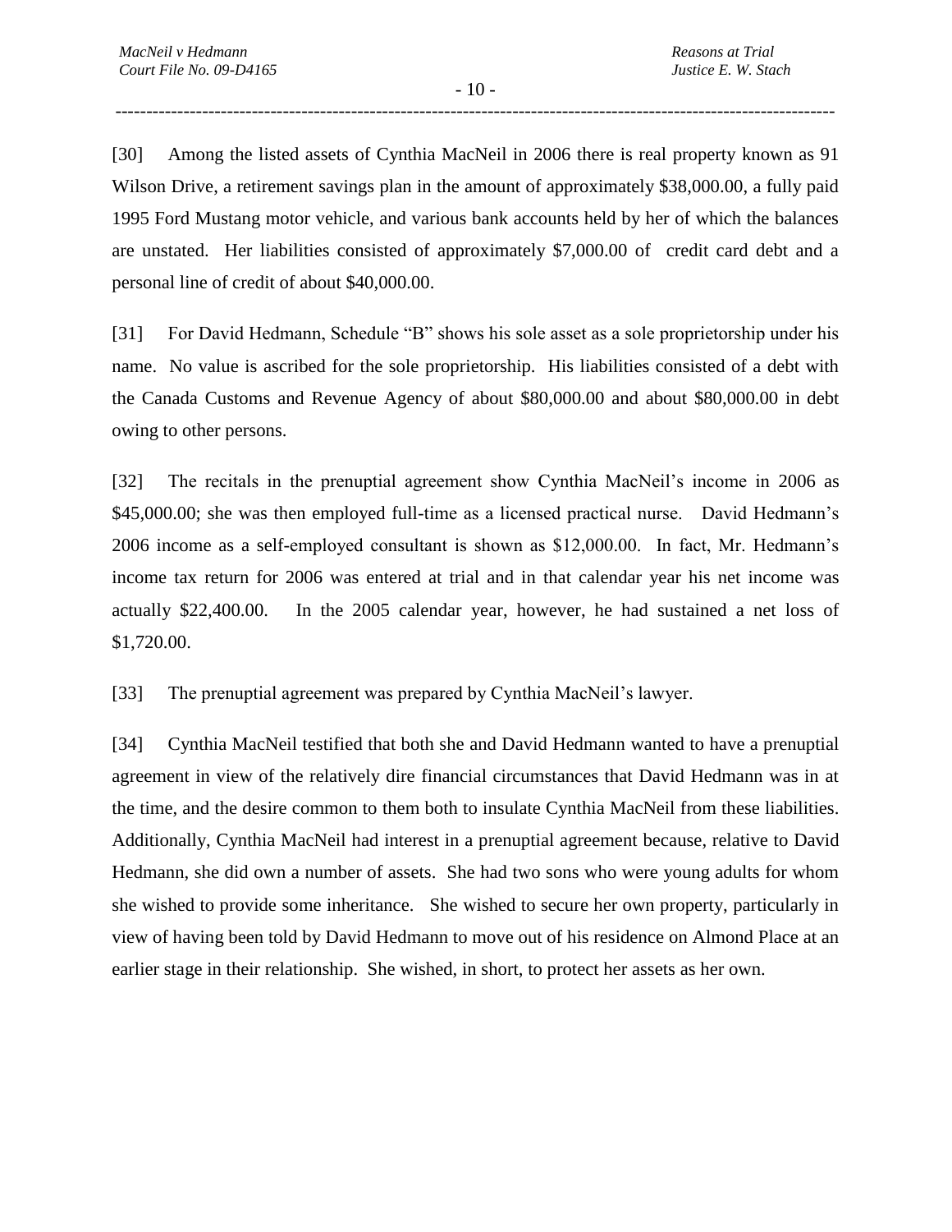[30] Among the listed assets of Cynthia MacNeil in 2006 there is real property known as 91 Wilson Drive, a retirement savings plan in the amount of approximately $38,000.00, a fully paid 1995 Ford Mustang motor vehicle, and various bank accounts held by her of which the balances are unstated. Her liabilities consisted of approximately $7,000.00 of credit card debt and a personal line of credit of about $40,000.00.

[31] For David Hedmann, Schedule "B" shows his sole asset as a sole proprietorship under his name. No value is ascribed for the sole proprietorship. His liabilities consisted of a debt with the Canada Customs and Revenue Agency of about $80,000.00 and about $80,000.00 in debt owing to other persons.

[32] The recitals in the prenuptial agreement show Cynthia MacNeil's income in 2006 as $45,000.00; she was then employed full-time as a licensed practical nurse. David Hedmann's 2006 income as a self-employed consultant is shown as $12,000.00. In fact, Mr. Hedmann's income tax return for 2006 was entered at trial and in that calendar year his net income was actually $22,400.00. In the 2005 calendar year, however, he had sustained a net loss of $1,720.00.

[33] The prenuptial agreement was prepared by Cynthia MacNeil's lawyer.

[34] Cynthia MacNeil testified that both she and David Hedmann wanted to have a prenuptial agreement in view of the relatively dire financial circumstances that David Hedmann was in at the time, and the desire common to them both to insulate Cynthia MacNeil from these liabilities. Additionally, Cynthia MacNeil had interest in a prenuptial agreement because, relative to David Hedmann, she did own a number of assets. She had two sons who were young adults for whom she wished to provide some inheritance. She wished to secure her own property, particularly in view of having been told by David Hedmann to move out of his residence on Almond Place at an earlier stage in their relationship. She wished, in short, to protect her assets as her own.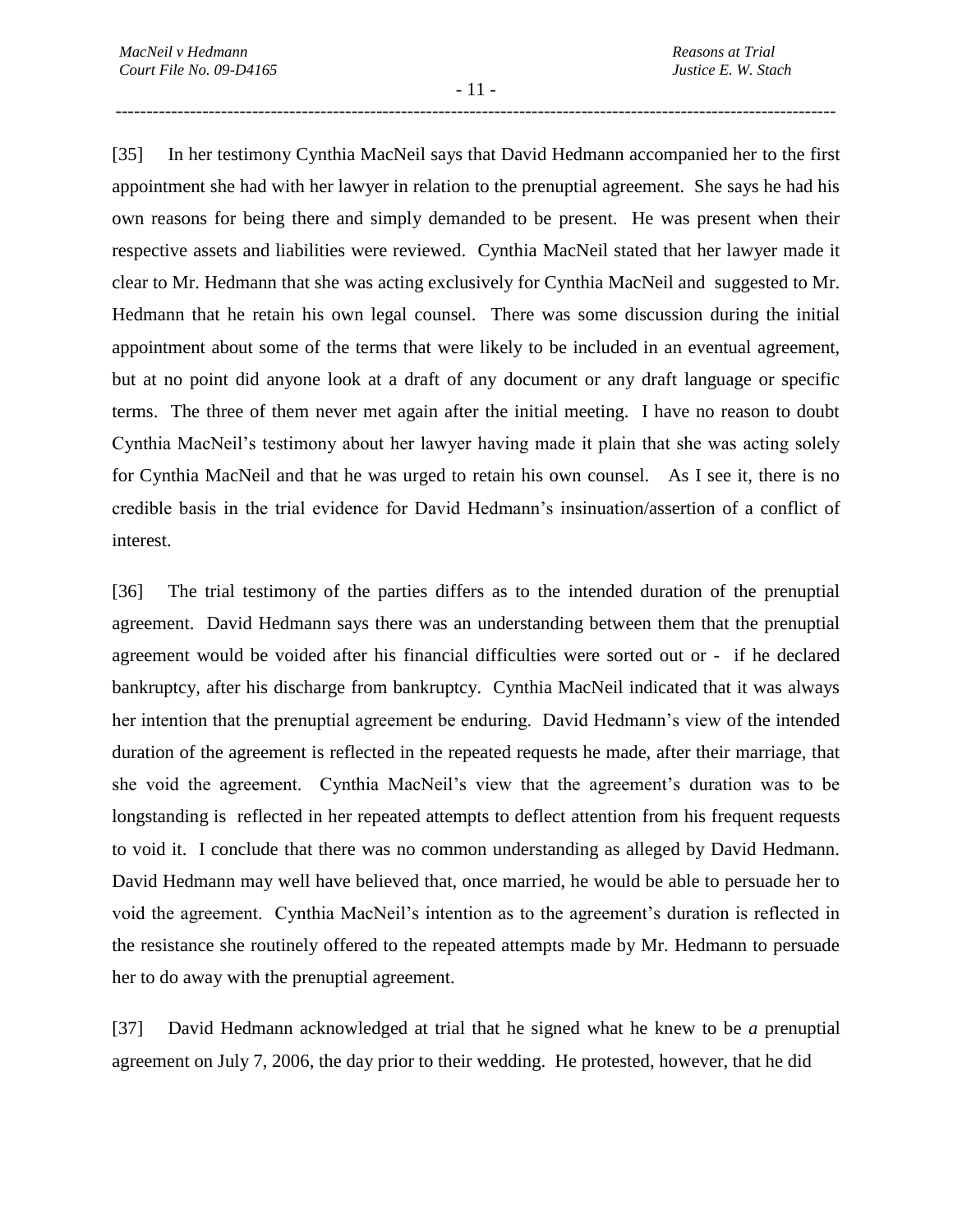[35] In her testimony Cynthia MacNeil says that David Hedmann accompanied her to the first appointment she had with her lawyer in relation to the prenuptial agreement. She says he had his own reasons for being there and simply demanded to be present. He was present when their respective assets and liabilities were reviewed. Cynthia MacNeil stated that her lawyer made it clear to Mr. Hedmann that she was acting exclusively for Cynthia MacNeil and suggested to Mr. Hedmann that he retain his own legal counsel. There was some discussion during the initial appointment about some of the terms that were likely to be included in an eventual agreement, but at no point did anyone look at a draft of any document or any draft language or specific terms. The three of them never met again after the initial meeting. I have no reason to doubt Cynthia MacNeil's testimony about her lawyer having made it plain that she was acting solely for Cynthia MacNeil and that he was urged to retain his own counsel. As I see it, there is no credible basis in the trial evidence for David Hedmann's insinuation/assertion of a conflict of interest.

[36] The trial testimony of the parties differs as to the intended duration of the prenuptial agreement. David Hedmann says there was an understanding between them that the prenuptial agreement would be voided after his financial difficulties were sorted out or - if he declared bankruptcy, after his discharge from bankruptcy. Cynthia MacNeil indicated that it was always her intention that the prenuptial agreement be enduring. David Hedmann's view of the intended duration of the agreement is reflected in the repeated requests he made, after their marriage, that she void the agreement. Cynthia MacNeil's view that the agreement's duration was to be longstanding is reflected in her repeated attempts to deflect attention from his frequent requests to void it. I conclude that there was no common understanding as alleged by David Hedmann. David Hedmann may well have believed that, once married, he would be able to persuade her to void the agreement. Cynthia MacNeil's intention as to the agreement's duration is reflected in the resistance she routinely offered to the repeated attempts made by Mr. Hedmann to persuade her to do away with the prenuptial agreement.

[37] David Hedmann acknowledged at trial that he signed what he knew to be *a* prenuptial agreement on July 7, 2006, the day prior to their wedding. He protested, however, that he did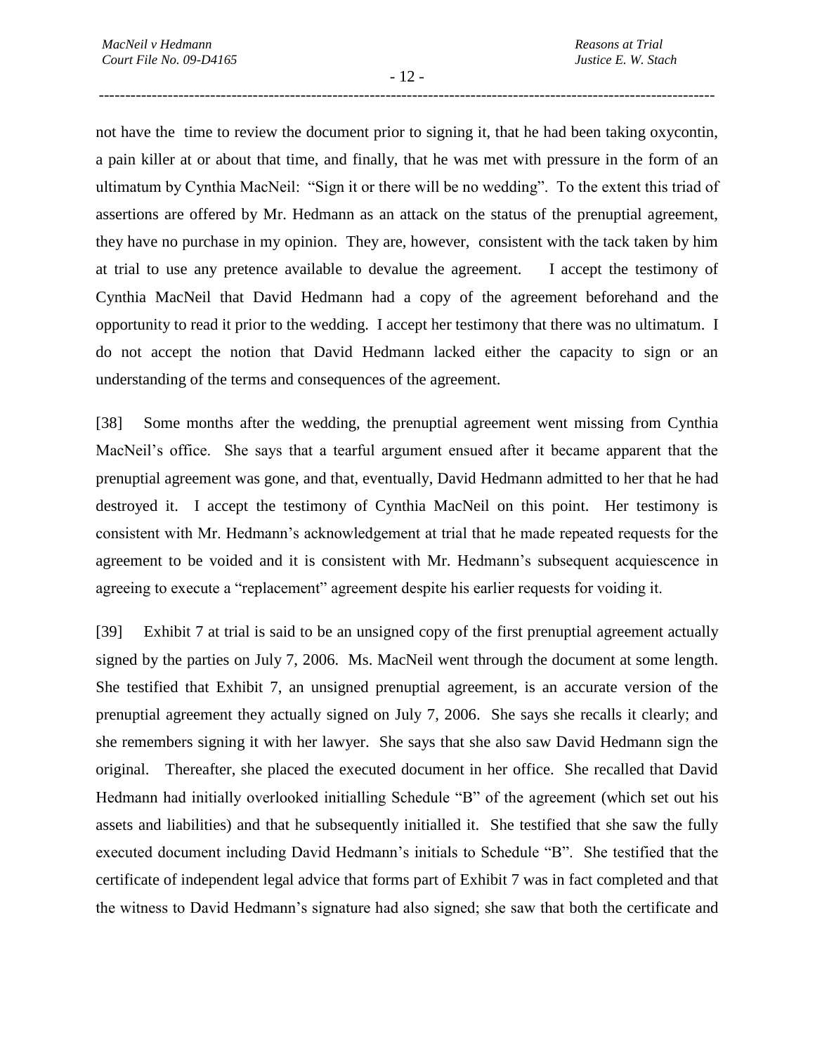not have the time to review the document prior to signing it, that he had been taking oxycontin, a pain killer at or about that time, and finally, that he was met with pressure in the form of an ultimatum by Cynthia MacNeil: "Sign it or there will be no wedding". To the extent this triad of assertions are offered by Mr. Hedmann as an attack on the status of the prenuptial agreement, they have no purchase in my opinion. They are, however, consistent with the tack taken by him at trial to use any pretence available to devalue the agreement. I accept the testimony of Cynthia MacNeil that David Hedmann had a copy of the agreement beforehand and the opportunity to read it prior to the wedding. I accept her testimony that there was no ultimatum. I do not accept the notion that David Hedmann lacked either the capacity to sign or an understanding of the terms and consequences of the agreement.

[38] Some months after the wedding, the prenuptial agreement went missing from Cynthia MacNeil's office. She says that a tearful argument ensued after it became apparent that the prenuptial agreement was gone, and that, eventually, David Hedmann admitted to her that he had destroyed it. I accept the testimony of Cynthia MacNeil on this point. Her testimony is consistent with Mr. Hedmann's acknowledgement at trial that he made repeated requests for the agreement to be voided and it is consistent with Mr. Hedmann's subsequent acquiescence in agreeing to execute a "replacement" agreement despite his earlier requests for voiding it.

[39] Exhibit 7 at trial is said to be an unsigned copy of the first prenuptial agreement actually signed by the parties on July 7, 2006. Ms. MacNeil went through the document at some length. She testified that Exhibit 7, an unsigned prenuptial agreement, is an accurate version of the prenuptial agreement they actually signed on July 7, 2006. She says she recalls it clearly; and she remembers signing it with her lawyer. She says that she also saw David Hedmann sign the original. Thereafter, she placed the executed document in her office. She recalled that David Hedmann had initially overlooked initialling Schedule "B" of the agreement (which set out his assets and liabilities) and that he subsequently initialled it. She testified that she saw the fully executed document including David Hedmann's initials to Schedule "B". She testified that the certificate of independent legal advice that forms part of Exhibit 7 was in fact completed and that the witness to David Hedmann's signature had also signed; she saw that both the certificate and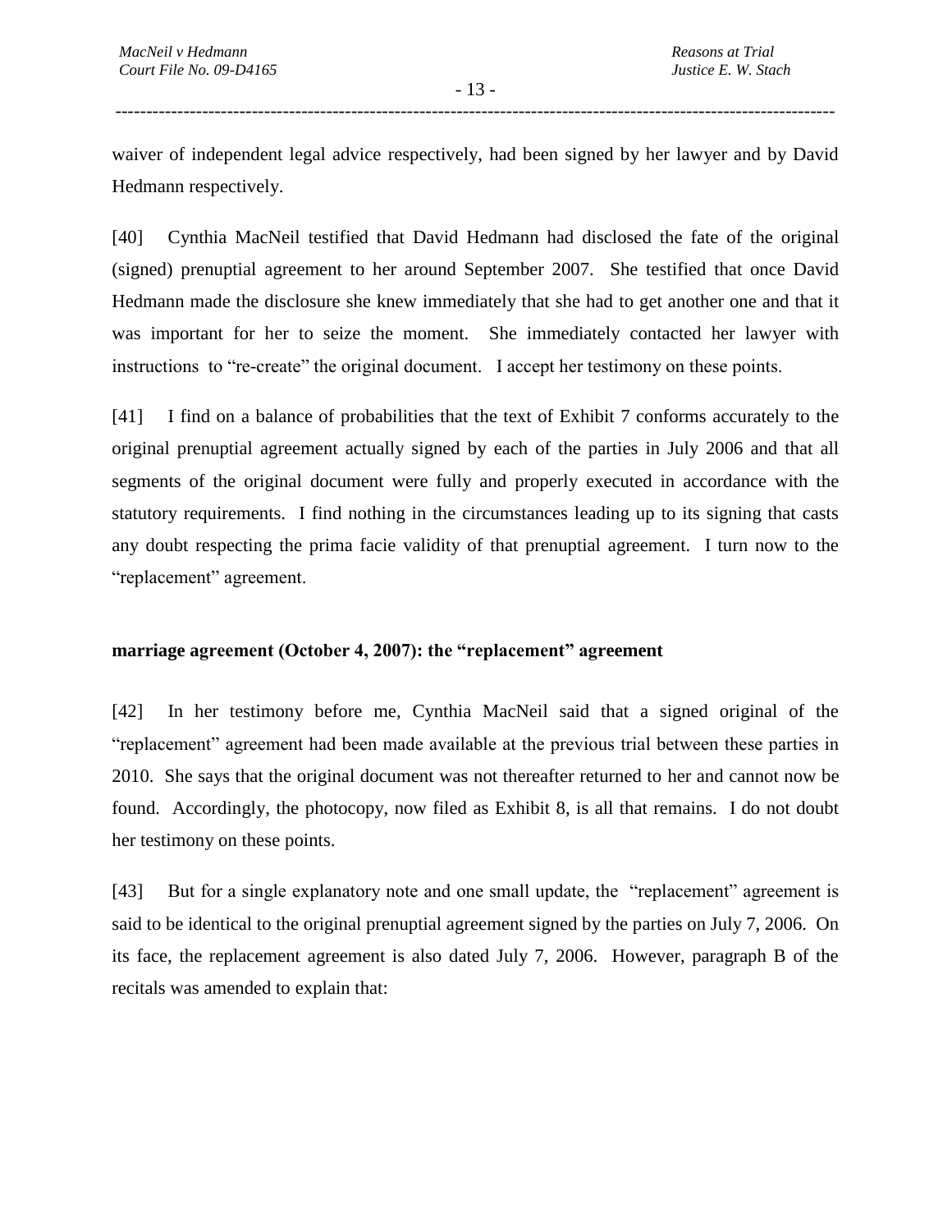waiver of independent legal advice respectively, had been signed by her lawyer and by David Hedmann respectively.

[40] Cynthia MacNeil testified that David Hedmann had disclosed the fate of the original (signed) prenuptial agreement to her around September 2007. She testified that once David Hedmann made the disclosure she knew immediately that she had to get another one and that it was important for her to seize the moment. She immediately contacted her lawyer with instructions to "re-create" the original document. I accept her testimony on these points.

[41] I find on a balance of probabilities that the text of Exhibit 7 conforms accurately to the original prenuptial agreement actually signed by each of the parties in July 2006 and that all segments of the original document were fully and properly executed in accordance with the statutory requirements. I find nothing in the circumstances leading up to its signing that casts any doubt respecting the prima facie validity of that prenuptial agreement. I turn now to the "replacement" agreement.

**marriage agreement (October 4, 2007): the "replacement" agreement**

[42] In her testimony before me, Cynthia MacNeil said that a signed original of the "replacement" agreement had been made available at the previous trial between these parties in 2010. She says that the original document was not thereafter returned to her and cannot now be found. Accordingly, the photocopy, now filed as Exhibit 8, is all that remains. I do not doubt her testimony on these points.

[43] But for a single explanatory note and one small update, the "replacement" agreement is said to be identical to the original prenuptial agreement signed by the parties on July 7, 2006. On its face, the replacement agreement is also dated July 7, 2006. However, paragraph B of the recitals was amended to explain that: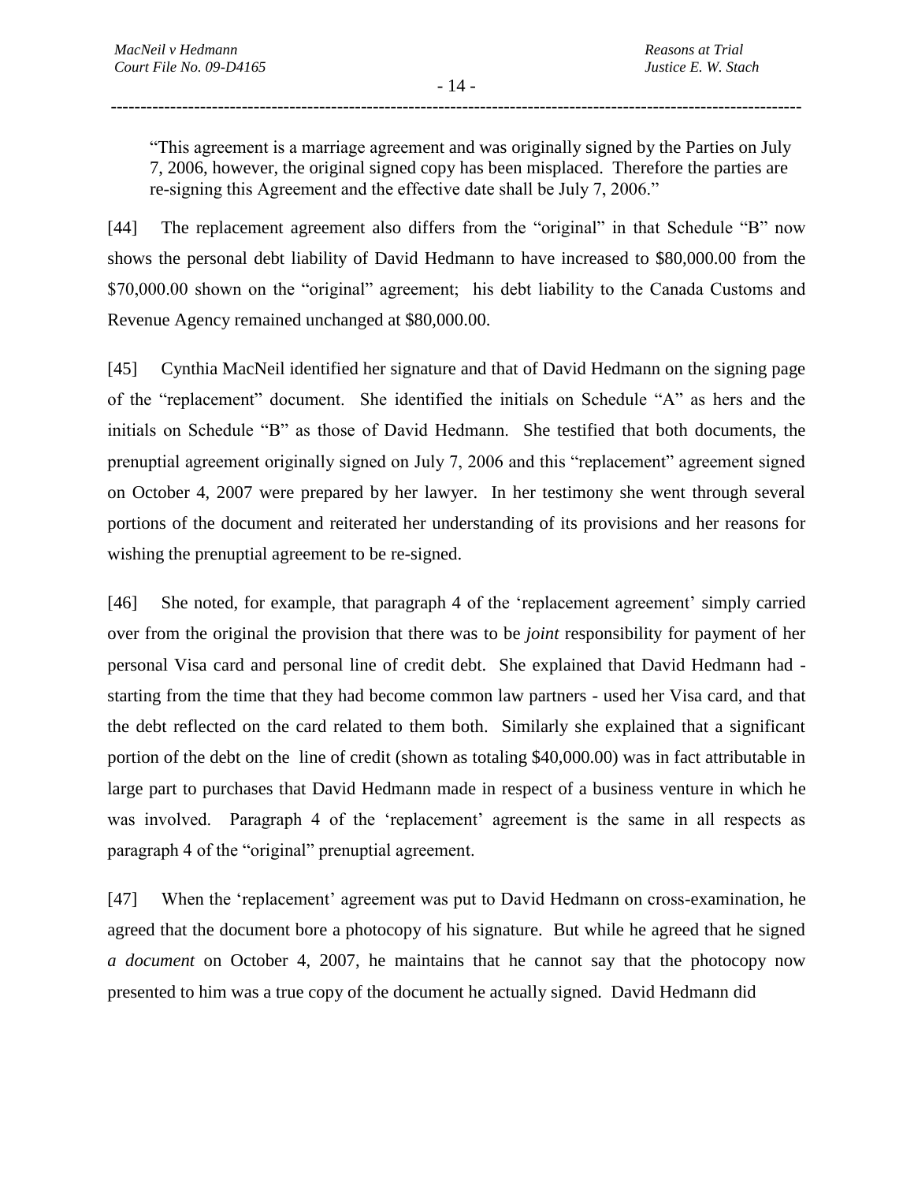> "This agreement is a marriage agreement and was originally signed by the Parties on July 7, 2006, however, the original signed copy has been misplaced. Therefore the parties are re-signing this Agreement and the effective date shall be July 7, 2006."

[44] The replacement agreement also differs from the "original" in that Schedule "B" now shows the personal debt liability of David Hedmann to have increased to $80,000.00 from the $70,000.00 shown on the "original" agreement; his debt liability to the Canada Customs and Revenue Agency remained unchanged at $80,000.00.

[45] Cynthia MacNeil identified her signature and that of David Hedmann on the signing page of the "replacement" document. She identified the initials on Schedule "A" as hers and the initials on Schedule "B" as those of David Hedmann. She testified that both documents, the prenuptial agreement originally signed on July 7, 2006 and this "replacement" agreement signed on October 4, 2007 were prepared by her lawyer. In her testimony she went through several portions of the document and reiterated her understanding of its provisions and her reasons for wishing the prenuptial agreement to be re-signed.

[46] She noted, for example, that paragraph 4 of the 'replacement agreement' simply carried over from the original the provision that there was to be *joint* responsibility for payment of her personal Visa card and personal line of credit debt. She explained that David Hedmann had - starting from the time that they had become common law partners - used her Visa card, and that the debt reflected on the card related to them both. Similarly she explained that a significant portion of the debt on the line of credit (shown as totaling $40,000.00) was in fact attributable in large part to purchases that David Hedmann made in respect of a business venture in which he was involved. Paragraph 4 of the 'replacement' agreement is the same in all respects as paragraph 4 of the "original" prenuptial agreement.

[47] When the 'replacement' agreement was put to David Hedmann on cross-examination, he agreed that the document bore a photocopy of his signature. But while he agreed that he signed *a document* on October 4, 2007, he maintains that he cannot say that the photocopy now presented to him was a true copy of the document he actually signed. David Hedmann did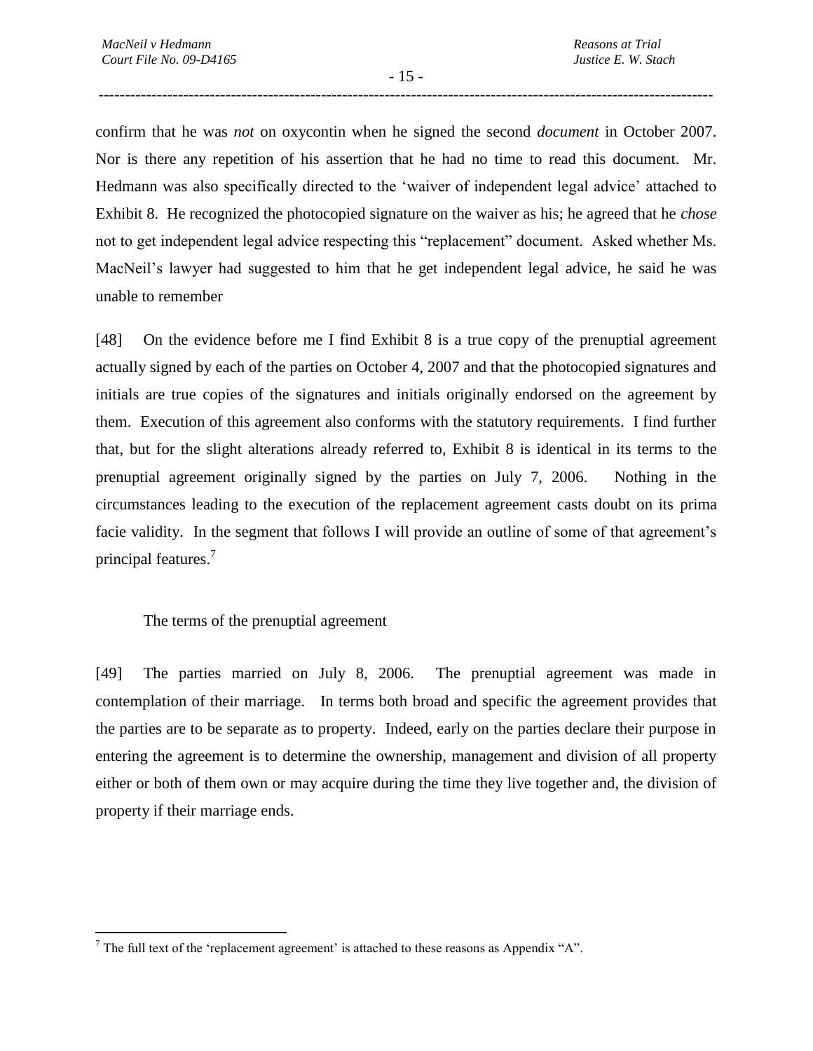confirm that he was *not* on oxycontin when he signed the second *document* in October 2007. Nor is there any repetition of his assertion that he had no time to read this document. Mr. Hedmann was also specifically directed to the 'waiver of independent legal advice' attached to Exhibit 8. He recognized the photocopied signature on the waiver as his; he agreed that he *chose* not to get independent legal advice respecting this "replacement" document. Asked whether Ms. MacNeil's lawyer had suggested to him that he get independent legal advice, he said he was unable to remember

[48] On the evidence before me I find Exhibit 8 is a true copy of the prenuptial agreement actually signed by each of the parties on October 4, 2007 and that the photocopied signatures and initials are true copies of the signatures and initials originally endorsed on the agreement by them. Execution of this agreement also conforms with the statutory requirements. I find further that, but for the slight alterations already referred to, Exhibit 8 is identical in its terms to the prenuptial agreement originally signed by the parties on July 7, 2006. Nothing in the circumstances leading to the execution of the replacement agreement casts doubt on its prima facie validity. In the segment that follows I will provide an outline of some of that agreement's principal features.[7]

The terms of the prenuptial agreement

[49] The parties married on July 8, 2006. The prenuptial agreement was made in contemplation of their marriage. In terms both broad and specific the agreement provides that the parties are to be separate as to property. Indeed, early on the parties declare their purpose in entering the agreement is to determine the ownership, management and division of all property either or both of them own or may acquire during the time they live together and, the division of property if their marriage ends.

---

[7] The full text of the 'replacement agreement' is attached to these reasons as Appendix "A".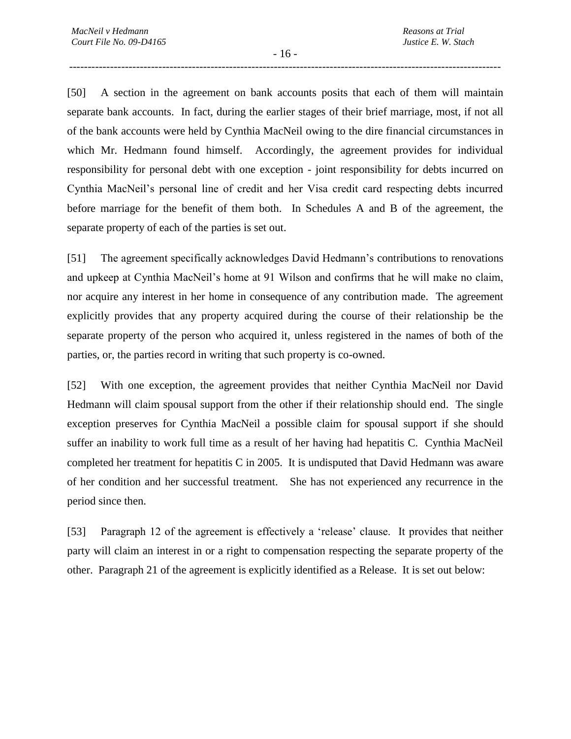[50] A section in the agreement on bank accounts posits that each of them will maintain separate bank accounts. In fact, during the earlier stages of their brief marriage, most, if not all of the bank accounts were held by Cynthia MacNeil owing to the dire financial circumstances in which Mr. Hedmann found himself. Accordingly, the agreement provides for individual responsibility for personal debt with one exception - joint responsibility for debts incurred on Cynthia MacNeil's personal line of credit and her Visa credit card respecting debts incurred before marriage for the benefit of them both. In Schedules A and B of the agreement, the separate property of each of the parties is set out.

[51] The agreement specifically acknowledges David Hedmann's contributions to renovations and upkeep at Cynthia MacNeil's home at 91 Wilson and confirms that he will make no claim, nor acquire any interest in her home in consequence of any contribution made. The agreement explicitly provides that any property acquired during the course of their relationship be the separate property of the person who acquired it, unless registered in the names of both of the parties, or, the parties record in writing that such property is co-owned.

[52] With one exception, the agreement provides that neither Cynthia MacNeil nor David Hedmann will claim spousal support from the other if their relationship should end. The single exception preserves for Cynthia MacNeil a possible claim for spousal support if she should suffer an inability to work full time as a result of her having had hepatitis C. Cynthia MacNeil completed her treatment for hepatitis C in 2005. It is undisputed that David Hedmann was aware of her condition and her successful treatment. She has not experienced any recurrence in the period since then.

[53] Paragraph 12 of the agreement is effectively a 'release' clause. It provides that neither party will claim an interest in or a right to compensation respecting the separate property of the other. Paragraph 21 of the agreement is explicitly identified as a Release. It is set out below: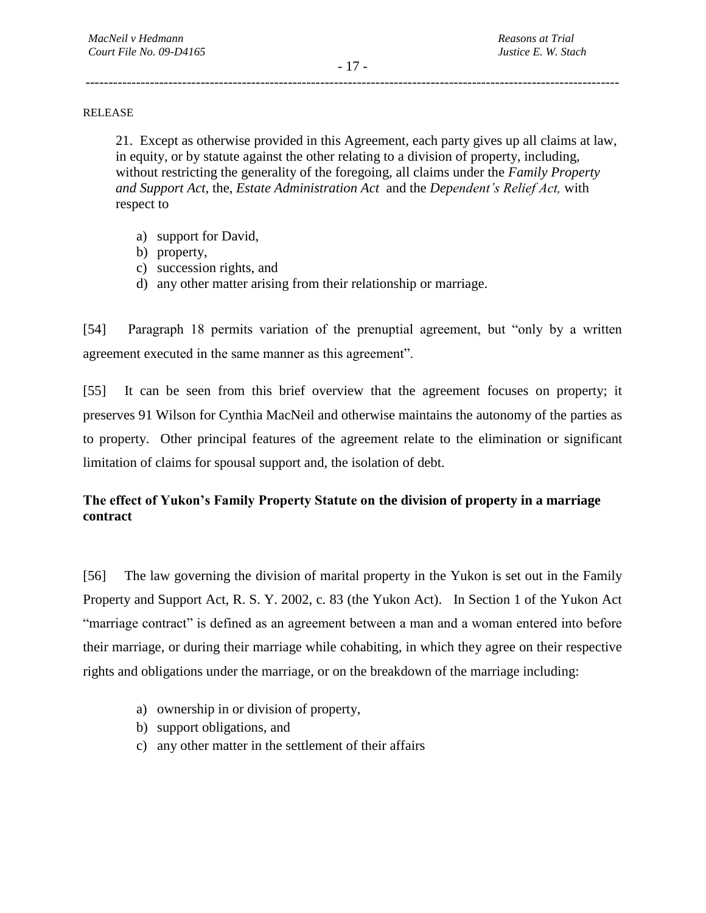RELEASE

> 21. Except as otherwise provided in this Agreement, each party gives up all claims at law, in equity, or by statute against the other relating to a division of property, including, without restricting the generality of the foregoing, all claims under the *Family Property and Support Act*, the, *Estate Administration Act* and the *Dependent's Relief Act,* with respect to
>
> a) support for David,
> b) property,
> c) succession rights, and
> d) any other matter arising from their relationship or marriage.

[54] Paragraph 18 permits variation of the prenuptial agreement, but "only by a written agreement executed in the same manner as this agreement".

[55] It can be seen from this brief overview that the agreement focuses on property; it preserves 91 Wilson for Cynthia MacNeil and otherwise maintains the autonomy of the parties as to property. Other principal features of the agreement relate to the elimination or significant limitation of claims for spousal support and, the isolation of debt.

## The effect of Yukon's Family Property Statute on the division of property in a marriage contract

[56] The law governing the division of marital property in the Yukon is set out in the Family Property and Support Act, R. S. Y. 2002, c. 83 (the Yukon Act). In Section 1 of the Yukon Act "marriage contract" is defined as an agreement between a man and a woman entered into before their marriage, or during their marriage while cohabiting, in which they agree on their respective rights and obligations under the marriage, or on the breakdown of the marriage including:

> a) ownership in or division of property,
> b) support obligations, and
> c) any other matter in the settlement of their affairs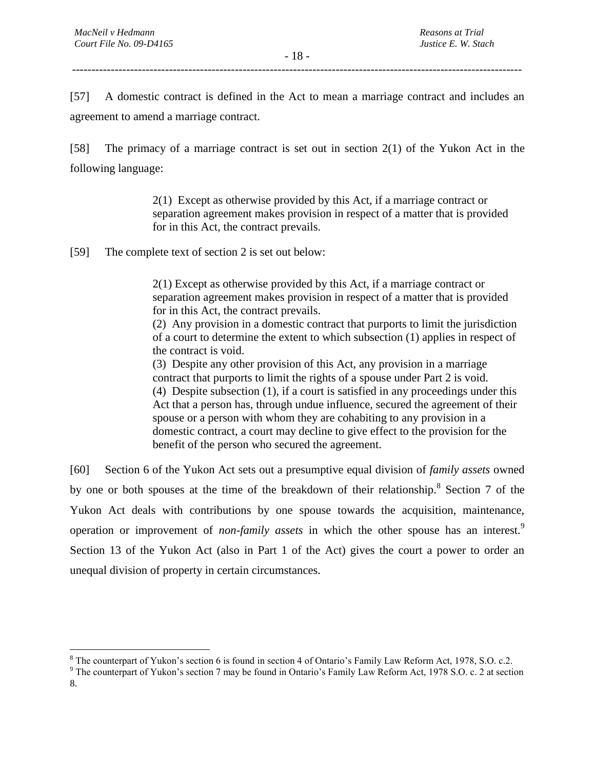[57] A domestic contract is defined in the Act to mean a marriage contract and includes an agreement to amend a marriage contract.

[58] The primacy of a marriage contract is set out in section 2(1) of the Yukon Act in the following language:

> 2(1) Except as otherwise provided by this Act, if a marriage contract or separation agreement makes provision in respect of a matter that is provided for in this Act, the contract prevails.

[59] The complete text of section 2 is set out below:

> 2(1) Except as otherwise provided by this Act, if a marriage contract or separation agreement makes provision in respect of a matter that is provided for in this Act, the contract prevails.
> (2) Any provision in a domestic contract that purports to limit the jurisdiction of a court to determine the extent to which subsection (1) applies in respect of the contract is void.
> (3) Despite any other provision of this Act, any provision in a marriage contract that purports to limit the rights of a spouse under Part 2 is void.
> (4) Despite subsection (1), if a court is satisfied in any proceedings under this Act that a person has, through undue influence, secured the agreement of their spouse or a person with whom they are cohabiting to any provision in a domestic contract, a court may decline to give effect to the provision for the benefit of the person who secured the agreement.

[60] Section 6 of the Yukon Act sets out a presumptive equal division of *family assets* owned by one or both spouses at the time of the breakdown of their relationship.[8] Section 7 of the Yukon Act deals with contributions by one spouse towards the acquisition, maintenance, operation or improvement of *non-family assets* in which the other spouse has an interest.[9] Section 13 of the Yukon Act (also in Part 1 of the Act) gives the court a power to order an unequal division of property in certain circumstances.

---

[8] The counterpart of Yukon's section 6 is found in section 4 of Ontario's Family Law Reform Act, 1978, S.O. c.2.

[9] The counterpart of Yukon's section 7 may be found in Ontario's Family Law Reform Act, 1978 S.O. c. 2 at section 8.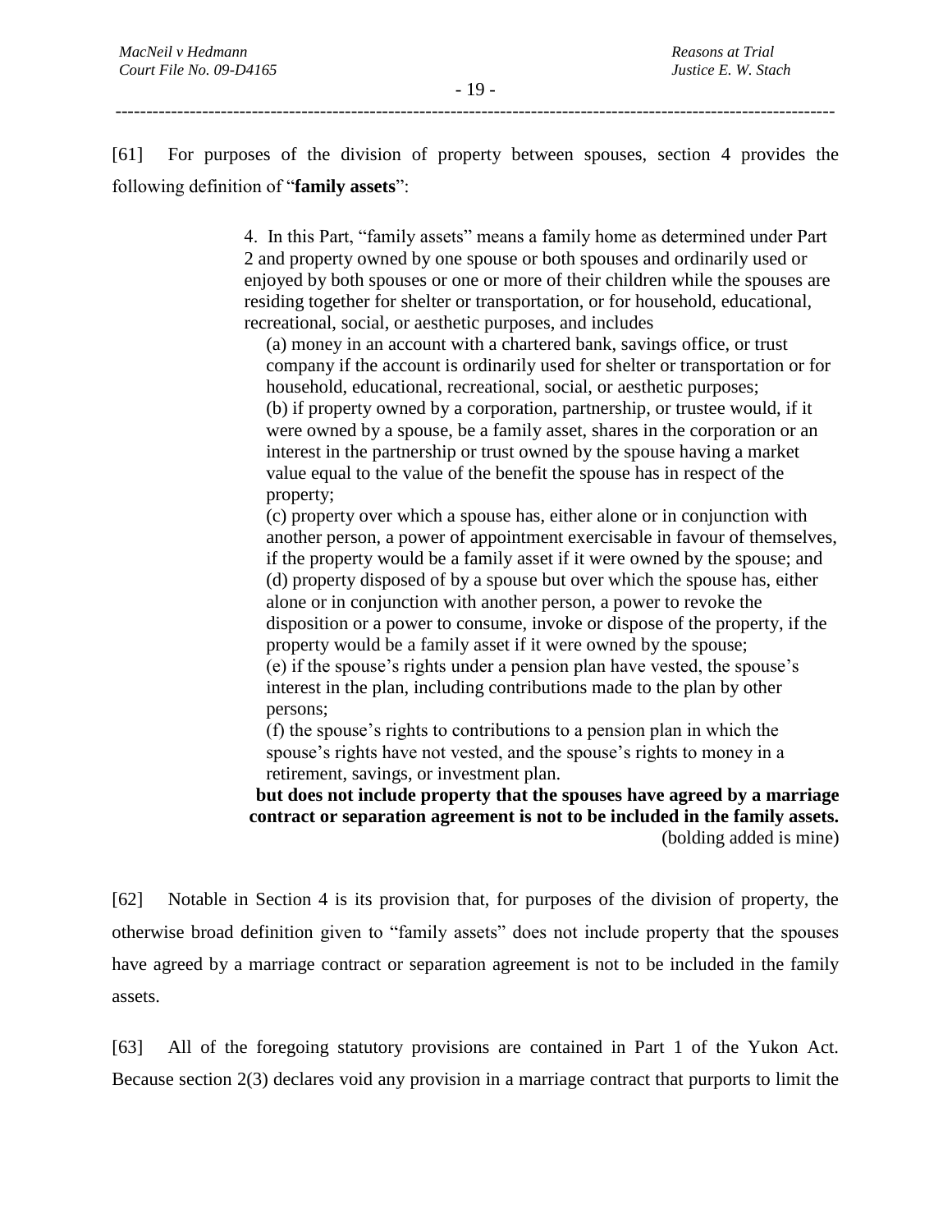[61] For purposes of the division of property between spouses, section 4 provides the following definition of "**family assets**":

> 4. In this Part, "family assets" means a family home as determined under Part 2 and property owned by one spouse or both spouses and ordinarily used or enjoyed by both spouses or one or more of their children while the spouses are residing together for shelter or transportation, or for household, educational, recreational, social, or aesthetic purposes, and includes
>
> (a) money in an account with a chartered bank, savings office, or trust company if the account is ordinarily used for shelter or transportation or for household, educational, recreational, social, or aesthetic purposes;
> (b) if property owned by a corporation, partnership, or trustee would, if it were owned by a spouse, be a family asset, shares in the corporation or an interest in the partnership or trust owned by the spouse having a market value equal to the value of the benefit the spouse has in respect of the property;
> (c) property over which a spouse has, either alone or in conjunction with another person, a power of appointment exercisable in favour of themselves, if the property would be a family asset if it were owned by the spouse; and
> (d) property disposed of by a spouse but over which the spouse has, either alone or in conjunction with another person, a power to revoke the disposition or a power to consume, invoke or dispose of the property, if the property would be a family asset if it were owned by the spouse;
> (e) if the spouse's rights under a pension plan have vested, the spouse's interest in the plan, including contributions made to the plan by other persons;
> (f) the spouse's rights to contributions to a pension plan in which the spouse's rights have not vested, and the spouse's rights to money in a retirement, savings, or investment plan.
>
> **but does not include property that the spouses have agreed by a marriage contract or separation agreement is not to be included in the family assets.**
> (bolding added is mine)

[62] Notable in Section 4 is its provision that, for purposes of the division of property, the otherwise broad definition given to "family assets" does not include property that the spouses have agreed by a marriage contract or separation agreement is not to be included in the family assets.

[63] All of the foregoing statutory provisions are contained in Part 1 of the Yukon Act. Because section 2(3) declares void any provision in a marriage contract that purports to limit the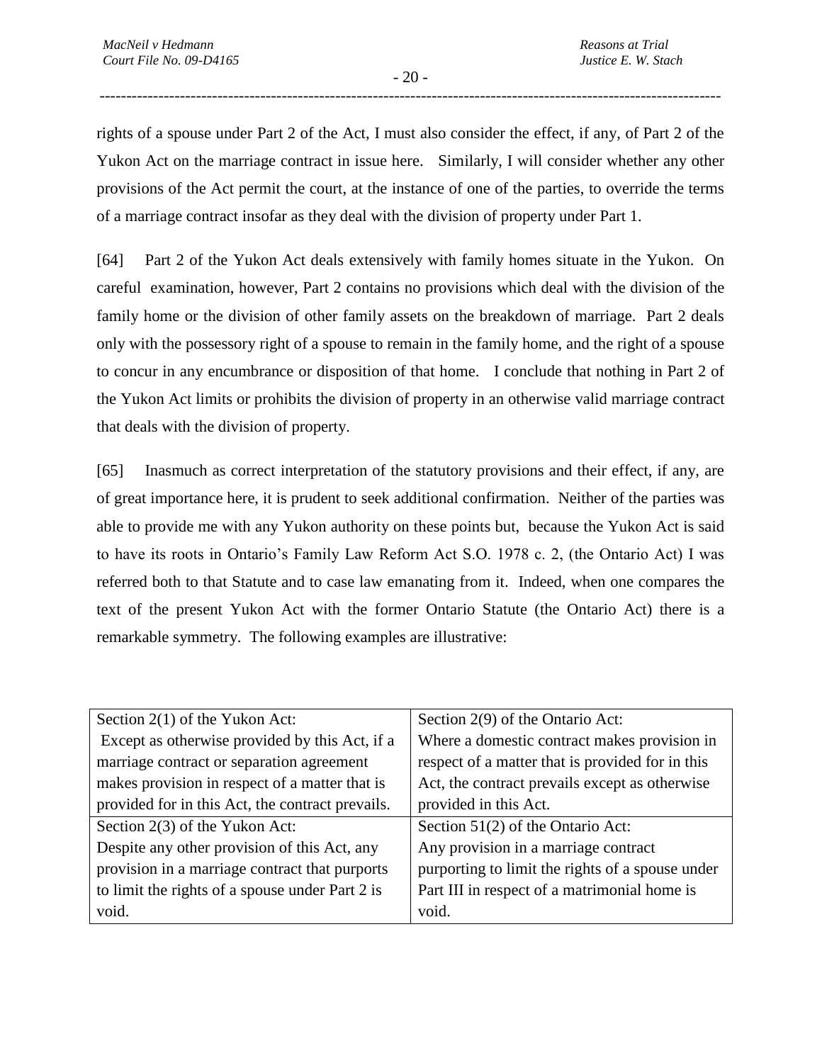rights of a spouse under Part 2 of the Act, I must also consider the effect, if any, of Part 2 of the Yukon Act on the marriage contract in issue here. Similarly, I will consider whether any other provisions of the Act permit the court, at the instance of one of the parties, to override the terms of a marriage contract insofar as they deal with the division of property under Part 1.

[64] Part 2 of the Yukon Act deals extensively with family homes situate in the Yukon. On careful examination, however, Part 2 contains no provisions which deal with the division of the family home or the division of other family assets on the breakdown of marriage. Part 2 deals only with the possessory right of a spouse to remain in the family home, and the right of a spouse to concur in any encumbrance or disposition of that home. I conclude that nothing in Part 2 of the Yukon Act limits or prohibits the division of property in an otherwise valid marriage contract that deals with the division of property.

[65] Inasmuch as correct interpretation of the statutory provisions and their effect, if any, are of great importance here, it is prudent to seek additional confirmation. Neither of the parties was able to provide me with any Yukon authority on these points but, because the Yukon Act is said to have its roots in Ontario's Family Law Reform Act S.O. 1978 c. 2, (the Ontario Act) I was referred both to that Statute and to case law emanating from it. Indeed, when one compares the text of the present Yukon Act with the former Ontario Statute (the Ontario Act) there is a remarkable symmetry. The following examples are illustrative:

| Section 2(1) of the Yukon Act: Except as otherwise provided by this Act, if a marriage contract or separation agreement makes provision in respect of a matter that is provided for in this Act, the contract prevails. | Section 2(9) of the Ontario Act: Where a domestic contract makes provision in respect of a matter that is provided for in this Act, the contract prevails except as otherwise provided in this Act. |
|---|---|
| Section 2(3) of the Yukon Act: Despite any other provision of this Act, any provision in a marriage contract that purports to limit the rights of a spouse under Part 2 is void. | Section 51(2) of the Ontario Act: Any provision in a marriage contract purporting to limit the rights of a spouse under Part III in respect of a matrimonial home is void. |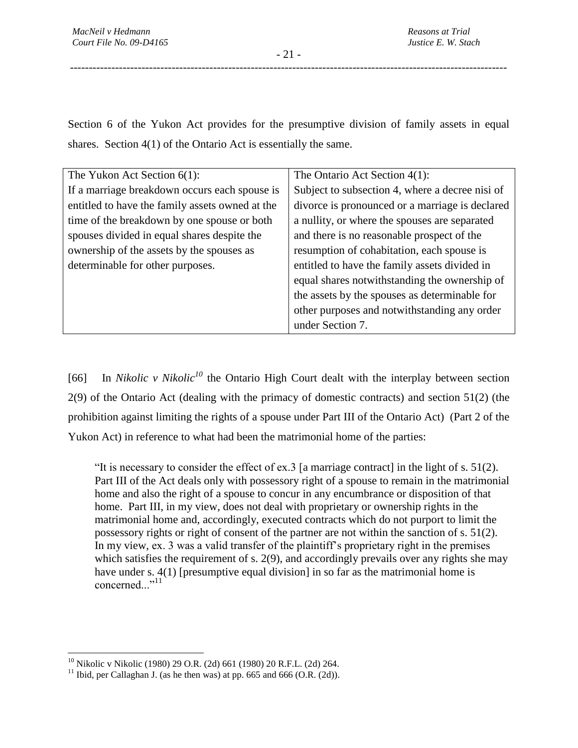Section 6 of the Yukon Act provides for the presumptive division of family assets in equal shares. Section 4(1) of the Ontario Act is essentially the same.

| The Yukon Act Section 6(1): If a marriage breakdown occurs each spouse is entitled to have the family assets owned at the time of the breakdown by one spouse or both spouses divided in equal shares despite the ownership of the assets by the spouses as determinable for other purposes. | The Ontario Act Section 4(1): Subject to subsection 4, where a decree nisi of divorce is pronounced or a marriage is declared a nullity, or where the spouses are separated and there is no reasonable prospect of the resumption of cohabitation, each spouse is entitled to have the family assets divided in equal shares notwithstanding the ownership of the assets by the spouses as determinable for other purposes and notwithstanding any order under Section 7. |
|---|---|

[66] In *Nikolic v Nikolic*[10] the Ontario High Court dealt with the interplay between section 2(9) of the Ontario Act (dealing with the primacy of domestic contracts) and section 51(2) (the prohibition against limiting the rights of a spouse under Part III of the Ontario Act) (Part 2 of the Yukon Act) in reference to what had been the matrimonial home of the parties:

> "It is necessary to consider the effect of ex.3 [a marriage contract] in the light of s. 51(2). Part III of the Act deals only with possessory right of a spouse to remain in the matrimonial home and also the right of a spouse to concur in any encumbrance or disposition of that home. Part III, in my view, does not deal with proprietary or ownership rights in the matrimonial home and, accordingly, executed contracts which do not purport to limit the possessory rights or right of consent of the partner are not within the sanction of s. 51(2). In my view, ex. 3 was a valid transfer of the plaintiff's proprietary right in the premises which satisfies the requirement of s. 2(9), and accordingly prevails over any rights she may have under s. 4(1) [presumptive equal division] in so far as the matrimonial home is concerned..."[11]

[10] Nikolic v Nikolic (1980) 29 O.R. (2d) 661 (1980) 20 R.F.L. (2d) 264.

[11] Ibid, per Callaghan J. (as he then was) at pp. 665 and 666 (O.R. (2d)).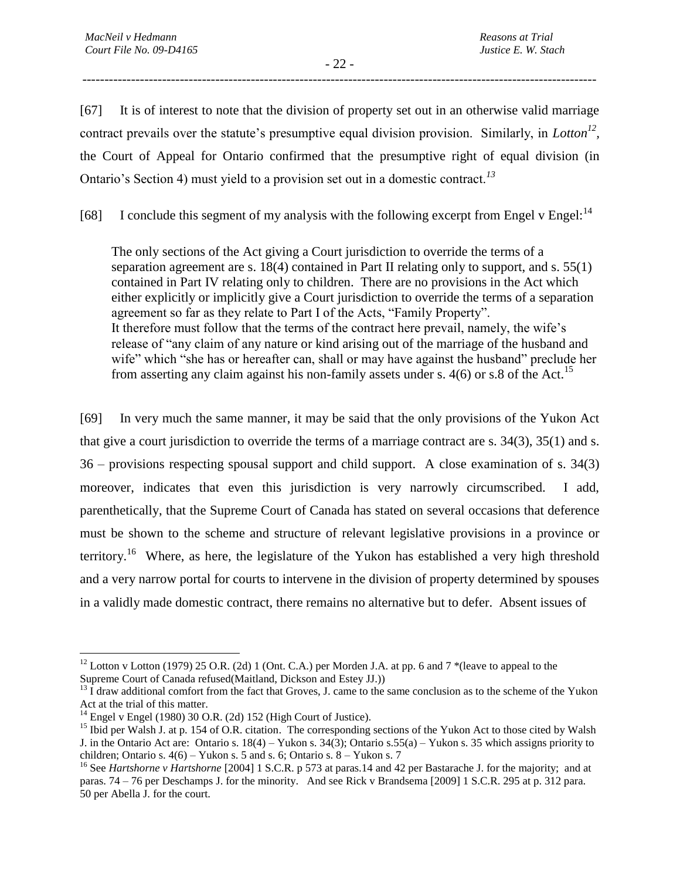[67] It is of interest to note that the division of property set out in an otherwise valid marriage contract prevails over the statute's presumptive equal division provision. Similarly, in *Lotton*[12], the Court of Appeal for Ontario confirmed that the presumptive right of equal division (in Ontario's Section 4) must yield to a provision set out in a domestic contract.[13]

[68] I conclude this segment of my analysis with the following excerpt from Engel v Engel:[14]

> The only sections of the Act giving a Court jurisdiction to override the terms of a separation agreement are s. 18(4) contained in Part II relating only to support, and s. 55(1) contained in Part IV relating only to children. There are no provisions in the Act which either explicitly or implicitly give a Court jurisdiction to override the terms of a separation agreement so far as they relate to Part I of the Acts, "Family Property".
> It therefore must follow that the terms of the contract here prevail, namely, the wife's release of "any claim of any nature or kind arising out of the marriage of the husband and wife" which "she has or hereafter can, shall or may have against the husband" preclude her from asserting any claim against his non-family assets under s. 4(6) or s.8 of the Act.[15]

[69] In very much the same manner, it may be said that the only provisions of the Yukon Act that give a court jurisdiction to override the terms of a marriage contract are s. 34(3), 35(1) and s. 36 – provisions respecting spousal support and child support. A close examination of s. 34(3) moreover, indicates that even this jurisdiction is very narrowly circumscribed. I add, parenthetically, that the Supreme Court of Canada has stated on several occasions that deference must be shown to the scheme and structure of relevant legislative provisions in a province or territory.[16] Where, as here, the legislature of the Yukon has established a very high threshold and a very narrow portal for courts to intervene in the division of property determined by spouses in a validly made domestic contract, there remains no alternative but to defer. Absent issues of

---

[12] Lotton v Lotton (1979) 25 O.R. (2d) 1 (Ont. C.A.) per Morden J.A. at pp. 6 and 7 *(leave to appeal to the Supreme Court of Canada refused(Maitland, Dickson and Estey JJ.))

[13] I draw additional comfort from the fact that Groves, J. came to the same conclusion as to the scheme of the Yukon Act at the trial of this matter.

[14] Engel v Engel (1980) 30 O.R. (2d) 152 (High Court of Justice).

[15] Ibid per Walsh J. at p. 154 of O.R. citation. The corresponding sections of the Yukon Act to those cited by Walsh J. in the Ontario Act are: Ontario s. 18(4) – Yukon s. 34(3); Ontario s.55(a) – Yukon s. 35 which assigns priority to children; Ontario s. 4(6) – Yukon s. 5 and s. 6; Ontario s. 8 – Yukon s. 7

[16] See *Hartshorne v Hartshorne* [2004] 1 S.C.R. p 573 at paras.14 and 42 per Bastarache J. for the majority; and at paras. 74 – 76 per Deschamps J. for the minority. And see Rick v Brandsema [2009] 1 S.C.R. 295 at p. 312 para. 50 per Abella J. for the court.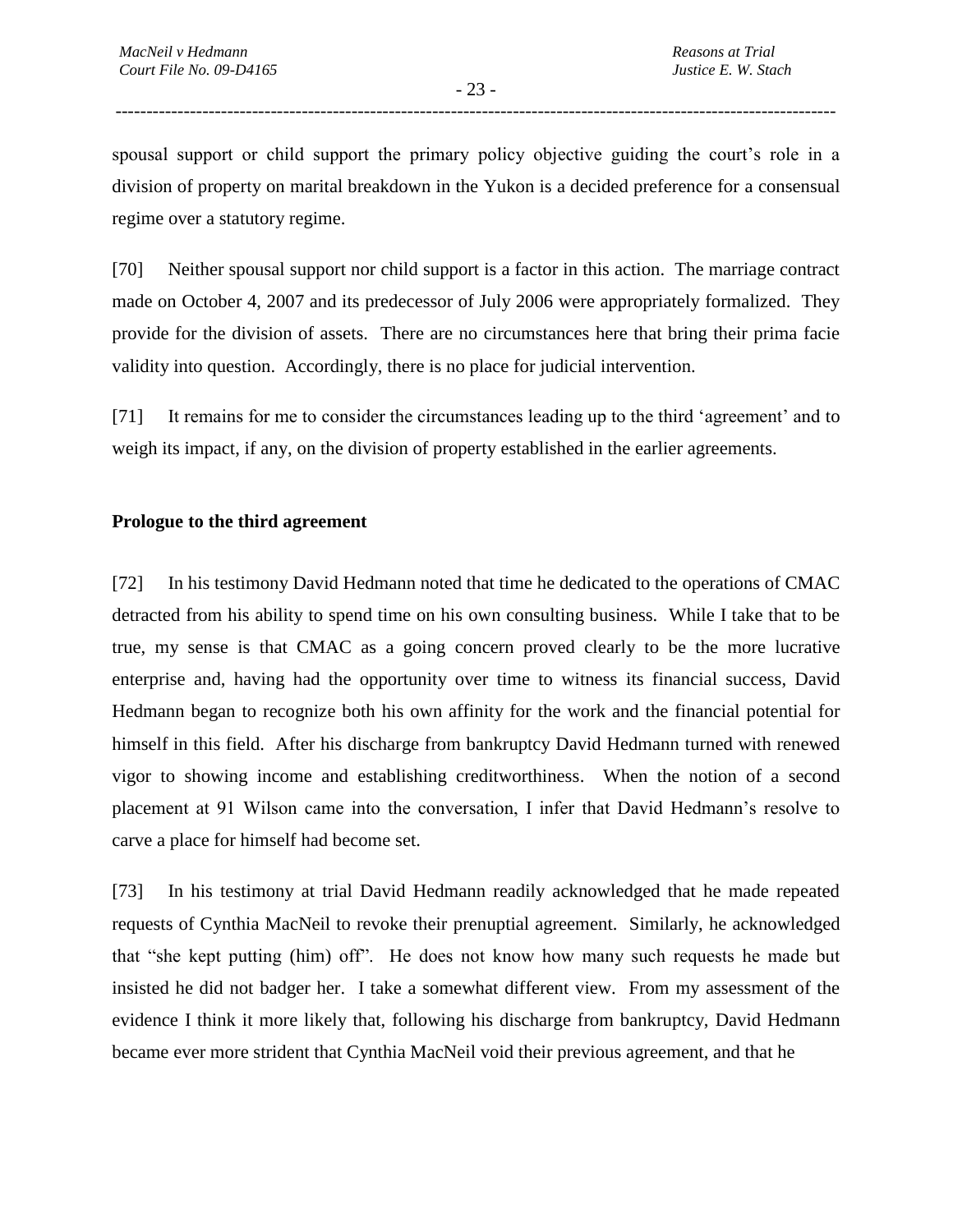spousal support or child support the primary policy objective guiding the court's role in a division of property on marital breakdown in the Yukon is a decided preference for a consensual regime over a statutory regime.

[70] Neither spousal support nor child support is a factor in this action. The marriage contract made on October 4, 2007 and its predecessor of July 2006 were appropriately formalized. They provide for the division of assets. There are no circumstances here that bring their prima facie validity into question. Accordingly, there is no place for judicial intervention.

[71] It remains for me to consider the circumstances leading up to the third 'agreement' and to weigh its impact, if any, on the division of property established in the earlier agreements.

**Prologue to the third agreement**

[72] In his testimony David Hedmann noted that time he dedicated to the operations of CMAC detracted from his ability to spend time on his own consulting business. While I take that to be true, my sense is that CMAC as a going concern proved clearly to be the more lucrative enterprise and, having had the opportunity over time to witness its financial success, David Hedmann began to recognize both his own affinity for the work and the financial potential for himself in this field. After his discharge from bankruptcy David Hedmann turned with renewed vigor to showing income and establishing creditworthiness. When the notion of a second placement at 91 Wilson came into the conversation, I infer that David Hedmann's resolve to carve a place for himself had become set.

[73] In his testimony at trial David Hedmann readily acknowledged that he made repeated requests of Cynthia MacNeil to revoke their prenuptial agreement. Similarly, he acknowledged that "she kept putting (him) off". He does not know how many such requests he made but insisted he did not badger her. I take a somewhat different view. From my assessment of the evidence I think it more likely that, following his discharge from bankruptcy, David Hedmann became ever more strident that Cynthia MacNeil void their previous agreement, and that he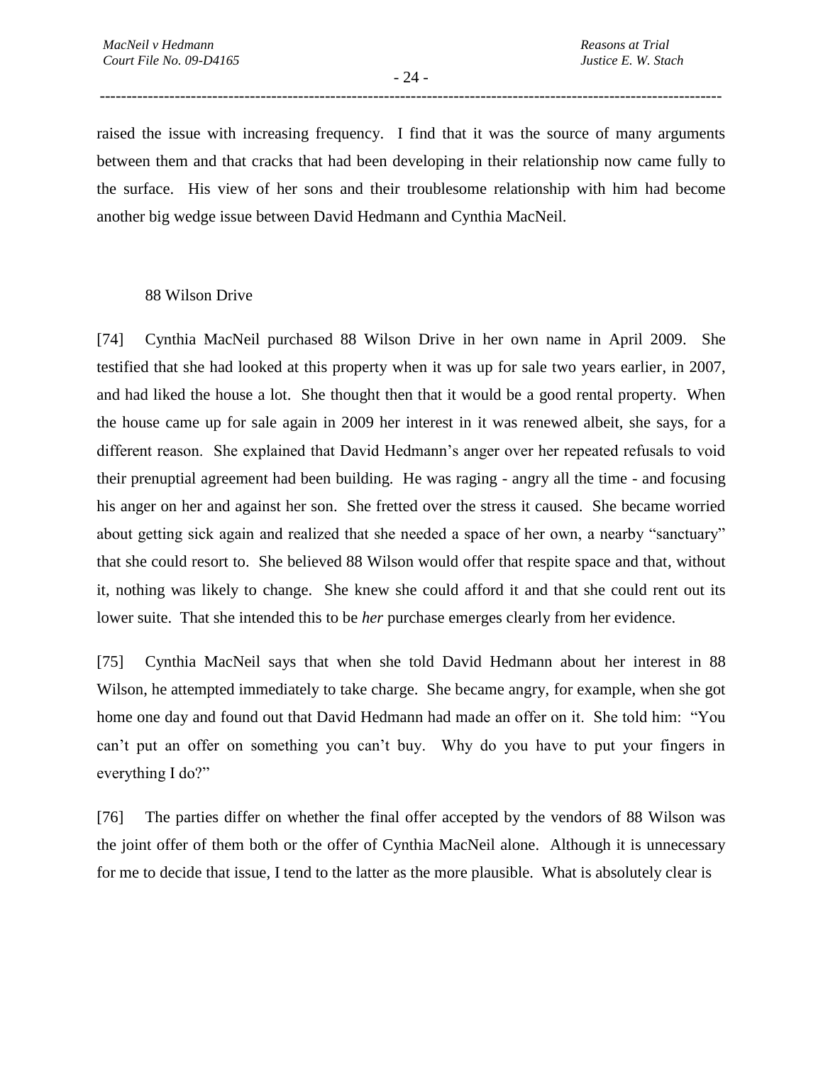raised the issue with increasing frequency. I find that it was the source of many arguments between them and that cracks that had been developing in their relationship now came fully to the surface. His view of her sons and their troublesome relationship with him had become another big wedge issue between David Hedmann and Cynthia MacNeil.

### 88 Wilson Drive

[74] Cynthia MacNeil purchased 88 Wilson Drive in her own name in April 2009. She testified that she had looked at this property when it was up for sale two years earlier, in 2007, and had liked the house a lot. She thought then that it would be a good rental property. When the house came up for sale again in 2009 her interest in it was renewed albeit, she says, for a different reason. She explained that David Hedmann's anger over her repeated refusals to void their prenuptial agreement had been building. He was raging - angry all the time - and focusing his anger on her and against her son. She fretted over the stress it caused. She became worried about getting sick again and realized that she needed a space of her own, a nearby "sanctuary" that she could resort to. She believed 88 Wilson would offer that respite space and that, without it, nothing was likely to change. She knew she could afford it and that she could rent out its lower suite. That she intended this to be *her* purchase emerges clearly from her evidence.

[75] Cynthia MacNeil says that when she told David Hedmann about her interest in 88 Wilson, he attempted immediately to take charge. She became angry, for example, when she got home one day and found out that David Hedmann had made an offer on it. She told him: "You can't put an offer on something you can't buy. Why do you have to put your fingers in everything I do?"

[76] The parties differ on whether the final offer accepted by the vendors of 88 Wilson was the joint offer of them both or the offer of Cynthia MacNeil alone. Although it is unnecessary for me to decide that issue, I tend to the latter as the more plausible. What is absolutely clear is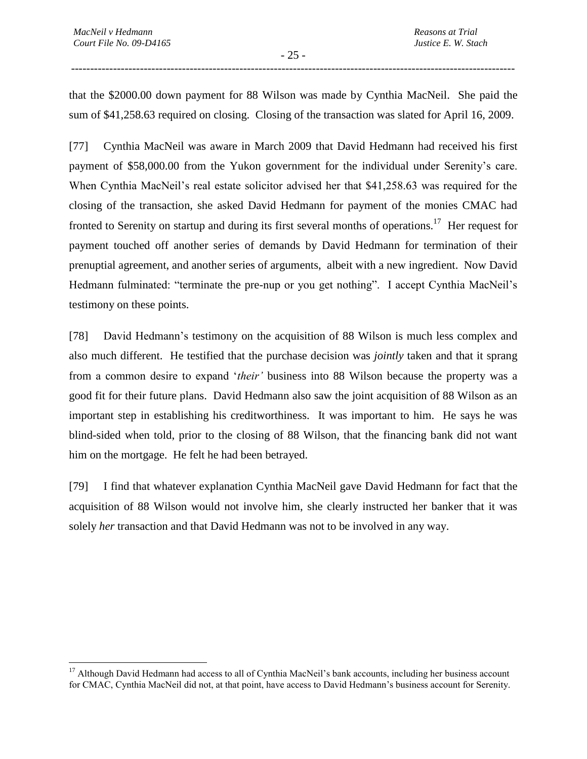that the $2000.00 down payment for 88 Wilson was made by Cynthia MacNeil. She paid the sum of $41,258.63 required on closing. Closing of the transaction was slated for April 16, 2009.

[77] Cynthia MacNeil was aware in March 2009 that David Hedmann had received his first payment of $58,000.00 from the Yukon government for the individual under Serenity's care. When Cynthia MacNeil's real estate solicitor advised her that $41,258.63 was required for the closing of the transaction, she asked David Hedmann for payment of the monies CMAC had fronted to Serenity on startup and during its first several months of operations.[17] Her request for payment touched off another series of demands by David Hedmann for termination of their prenuptial agreement, and another series of arguments, albeit with a new ingredient. Now David Hedmann fulminated: "terminate the pre-nup or you get nothing". I accept Cynthia MacNeil's testimony on these points.

[78] David Hedmann's testimony on the acquisition of 88 Wilson is much less complex and also much different. He testified that the purchase decision was *jointly* taken and that it sprang from a common desire to expand '*their'* business into 88 Wilson because the property was a good fit for their future plans. David Hedmann also saw the joint acquisition of 88 Wilson as an important step in establishing his creditworthiness. It was important to him. He says he was blind-sided when told, prior to the closing of 88 Wilson, that the financing bank did not want him on the mortgage. He felt he had been betrayed.

[79] I find that whatever explanation Cynthia MacNeil gave David Hedmann for fact that the acquisition of 88 Wilson would not involve him, she clearly instructed her banker that it was solely *her* transaction and that David Hedmann was not to be involved in any way.

---

[17] Although David Hedmann had access to all of Cynthia MacNeil's bank accounts, including her business account for CMAC, Cynthia MacNeil did not, at that point, have access to David Hedmann's business account for Serenity.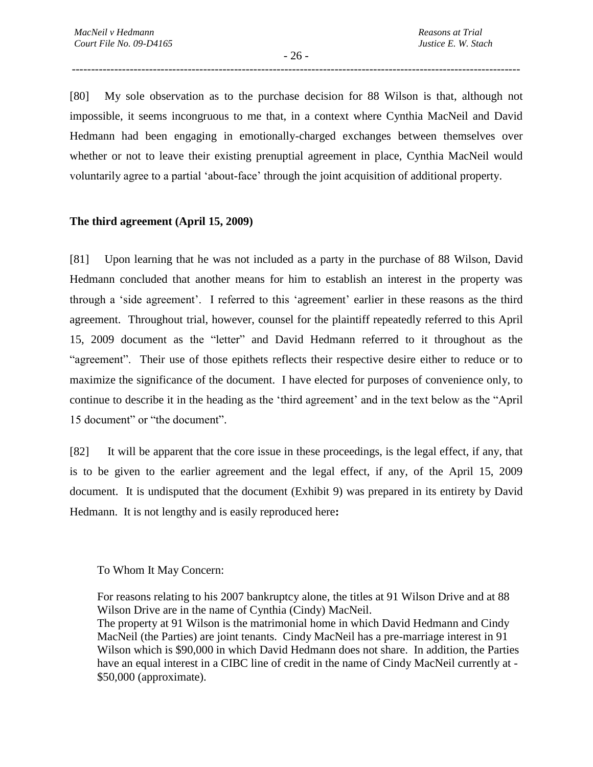[80] My sole observation as to the purchase decision for 88 Wilson is that, although not impossible, it seems incongruous to me that, in a context where Cynthia MacNeil and David Hedmann had been engaging in emotionally-charged exchanges between themselves over whether or not to leave their existing prenuptial agreement in place, Cynthia MacNeil would voluntarily agree to a partial 'about-face' through the joint acquisition of additional property.

**The third agreement (April 15, 2009)**

[81] Upon learning that he was not included as a party in the purchase of 88 Wilson, David Hedmann concluded that another means for him to establish an interest in the property was through a 'side agreement'. I referred to this 'agreement' earlier in these reasons as the third agreement. Throughout trial, however, counsel for the plaintiff repeatedly referred to this April 15, 2009 document as the "letter" and David Hedmann referred to it throughout as the "agreement". Their use of those epithets reflects their respective desire either to reduce or to maximize the significance of the document. I have elected for purposes of convenience only, to continue to describe it in the heading as the 'third agreement' and in the text below as the "April 15 document" or "the document".

[82] It will be apparent that the core issue in these proceedings, is the legal effect, if any, that is to be given to the earlier agreement and the legal effect, if any, of the April 15, 2009 document. It is undisputed that the document (Exhibit 9) was prepared in its entirety by David Hedmann. It is not lengthy and is easily reproduced here**:**

> To Whom It May Concern:
>
> For reasons relating to his 2007 bankruptcy alone, the titles at 91 Wilson Drive and at 88 Wilson Drive are in the name of Cynthia (Cindy) MacNeil.
> The property at 91 Wilson is the matrimonial home in which David Hedmann and Cindy MacNeil (the Parties) are joint tenants. Cindy MacNeil has a pre-marriage interest in 91 Wilson which is $90,000 in which David Hedmann does not share. In addition, the Parties have an equal interest in a CIBC line of credit in the name of Cindy MacNeil currently at -$50,000 (approximate).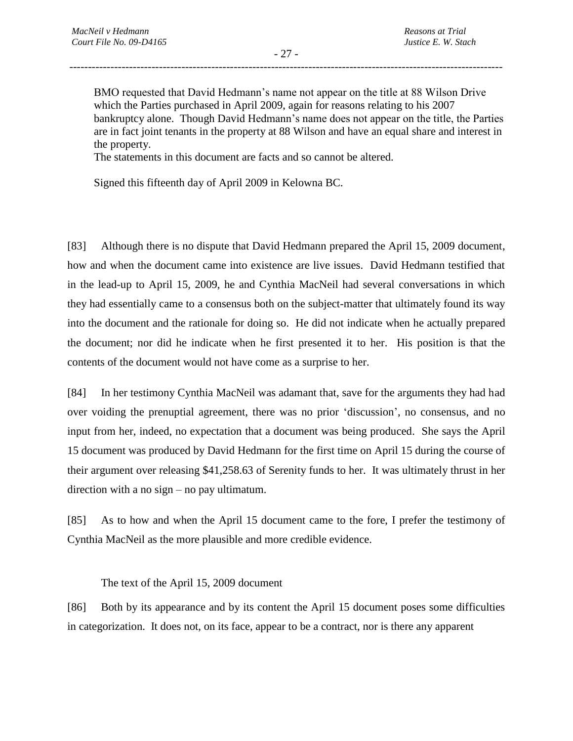> BMO requested that David Hedmann's name not appear on the title at 88 Wilson Drive which the Parties purchased in April 2009, again for reasons relating to his 2007 bankruptcy alone. Though David Hedmann's name does not appear on the title, the Parties are in fact joint tenants in the property at 88 Wilson and have an equal share and interest in the property.
> The statements in this document are facts and so cannot be altered.
>
> Signed this fifteenth day of April 2009 in Kelowna BC.

[83] Although there is no dispute that David Hedmann prepared the April 15, 2009 document, how and when the document came into existence are live issues. David Hedmann testified that in the lead-up to April 15, 2009, he and Cynthia MacNeil had several conversations in which they had essentially came to a consensus both on the subject-matter that ultimately found its way into the document and the rationale for doing so. He did not indicate when he actually prepared the document; nor did he indicate when he first presented it to her. His position is that the contents of the document would not have come as a surprise to her.

[84] In her testimony Cynthia MacNeil was adamant that, save for the arguments they had had over voiding the prenuptial agreement, there was no prior 'discussion', no consensus, and no input from her, indeed, no expectation that a document was being produced. She says the April 15 document was produced by David Hedmann for the first time on April 15 during the course of their argument over releasing $41,258.63 of Serenity funds to her. It was ultimately thrust in her direction with a no sign – no pay ultimatum.

[85] As to how and when the April 15 document came to the fore, I prefer the testimony of Cynthia MacNeil as the more plausible and more credible evidence.

### The text of the April 15, 2009 document

[86] Both by its appearance and by its content the April 15 document poses some difficulties in categorization. It does not, on its face, appear to be a contract, nor is there any apparent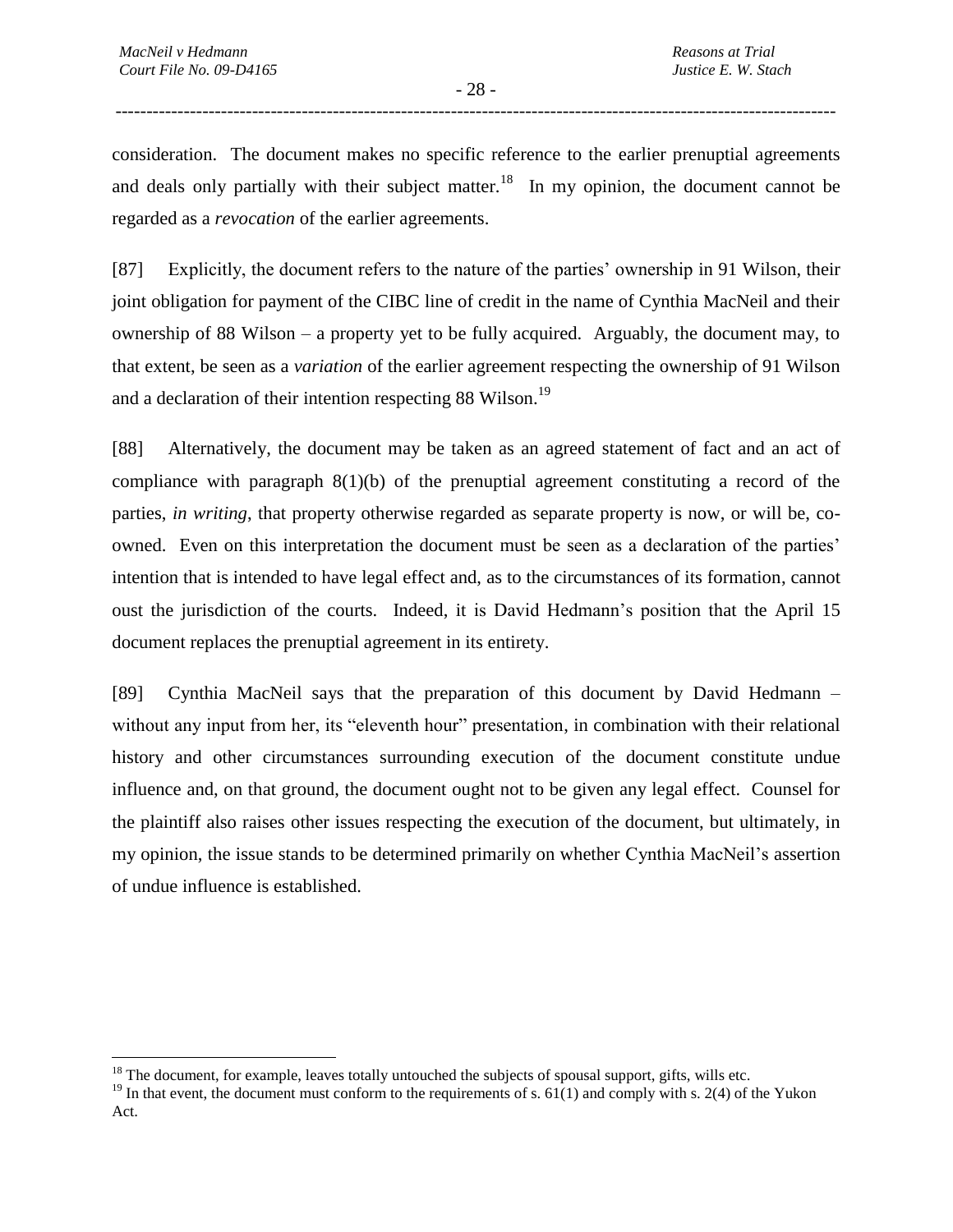consideration. The document makes no specific reference to the earlier prenuptial agreements and deals only partially with their subject matter.[18] In my opinion, the document cannot be regarded as a *revocation* of the earlier agreements.

[87] Explicitly, the document refers to the nature of the parties' ownership in 91 Wilson, their joint obligation for payment of the CIBC line of credit in the name of Cynthia MacNeil and their ownership of 88 Wilson – a property yet to be fully acquired. Arguably, the document may, to that extent, be seen as a *variation* of the earlier agreement respecting the ownership of 91 Wilson and a declaration of their intention respecting 88 Wilson.[19]

[88] Alternatively, the document may be taken as an agreed statement of fact and an act of compliance with paragraph 8(1)(b) of the prenuptial agreement constituting a record of the parties, *in writing*, that property otherwise regarded as separate property is now, or will be, co-owned. Even on this interpretation the document must be seen as a declaration of the parties' intention that is intended to have legal effect and, as to the circumstances of its formation, cannot oust the jurisdiction of the courts. Indeed, it is David Hedmann's position that the April 15 document replaces the prenuptial agreement in its entirety.

[89] Cynthia MacNeil says that the preparation of this document by David Hedmann – without any input from her, its "eleventh hour" presentation, in combination with their relational history and other circumstances surrounding execution of the document constitute undue influence and, on that ground, the document ought not to be given any legal effect. Counsel for the plaintiff also raises other issues respecting the execution of the document, but ultimately, in my opinion, the issue stands to be determined primarily on whether Cynthia MacNeil's assertion of undue influence is established.

---

[18] The document, for example, leaves totally untouched the subjects of spousal support, gifts, wills etc.

[19] In that event, the document must conform to the requirements of s. 61(1) and comply with s. 2(4) of the Yukon Act.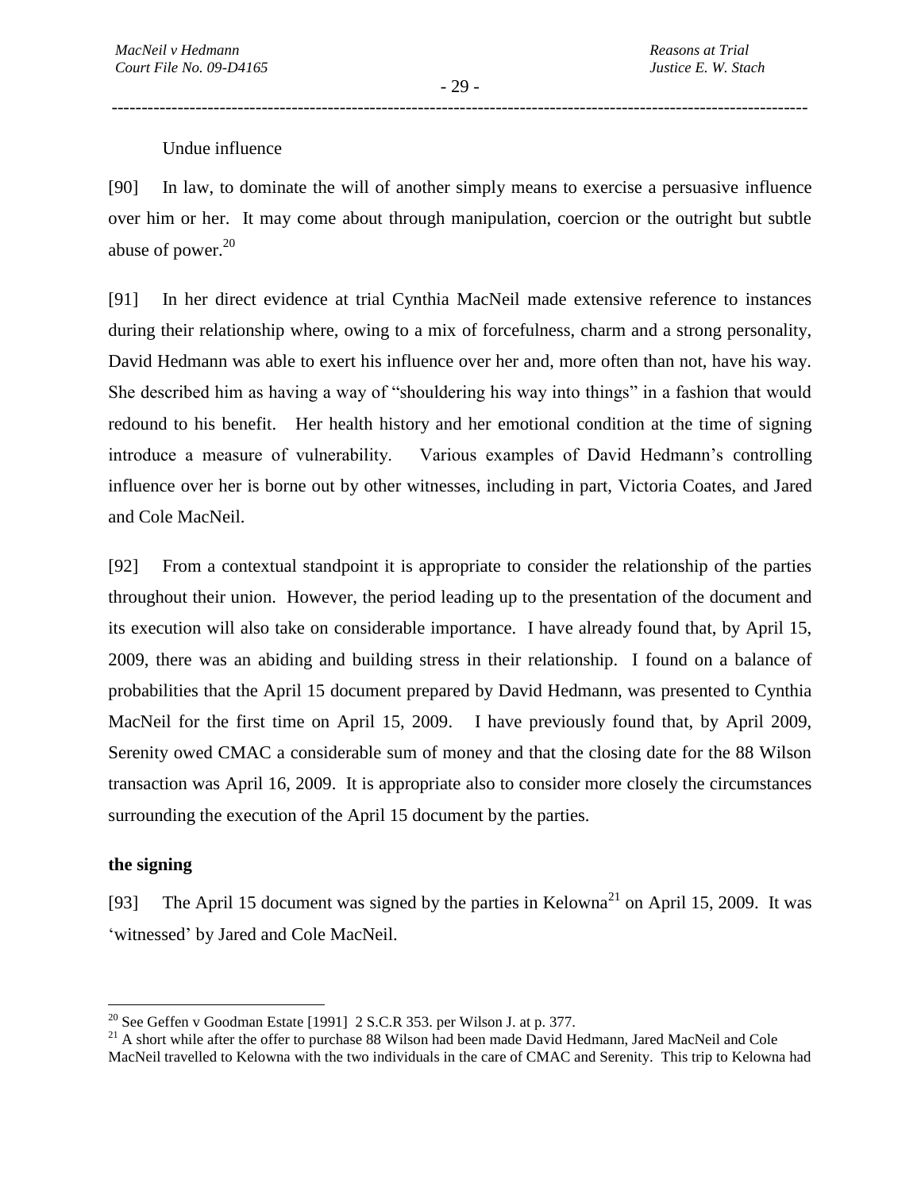Undue influence

[90] In law, to dominate the will of another simply means to exercise a persuasive influence over him or her. It may come about through manipulation, coercion or the outright but subtle abuse of power.[20]

[91] In her direct evidence at trial Cynthia MacNeil made extensive reference to instances during their relationship where, owing to a mix of forcefulness, charm and a strong personality, David Hedmann was able to exert his influence over her and, more often than not, have his way. She described him as having a way of "shouldering his way into things" in a fashion that would redound to his benefit. Her health history and her emotional condition at the time of signing introduce a measure of vulnerability. Various examples of David Hedmann's controlling influence over her is borne out by other witnesses, including in part, Victoria Coates, and Jared and Cole MacNeil.

[92] From a contextual standpoint it is appropriate to consider the relationship of the parties throughout their union. However, the period leading up to the presentation of the document and its execution will also take on considerable importance. I have already found that, by April 15, 2009, there was an abiding and building stress in their relationship. I found on a balance of probabilities that the April 15 document prepared by David Hedmann, was presented to Cynthia MacNeil for the first time on April 15, 2009. I have previously found that, by April 2009, Serenity owed CMAC a considerable sum of money and that the closing date for the 88 Wilson transaction was April 16, 2009. It is appropriate also to consider more closely the circumstances surrounding the execution of the April 15 document by the parties.

**the signing**

[93] The April 15 document was signed by the parties in Kelowna[21] on April 15, 2009. It was 'witnessed' by Jared and Cole MacNeil.

---

[20] See Geffen v Goodman Estate [1991] 2 S.C.R 353. per Wilson J. at p. 377.

[21] A short while after the offer to purchase 88 Wilson had been made David Hedmann, Jared MacNeil and Cole MacNeil travelled to Kelowna with the two individuals in the care of CMAC and Serenity. This trip to Kelowna had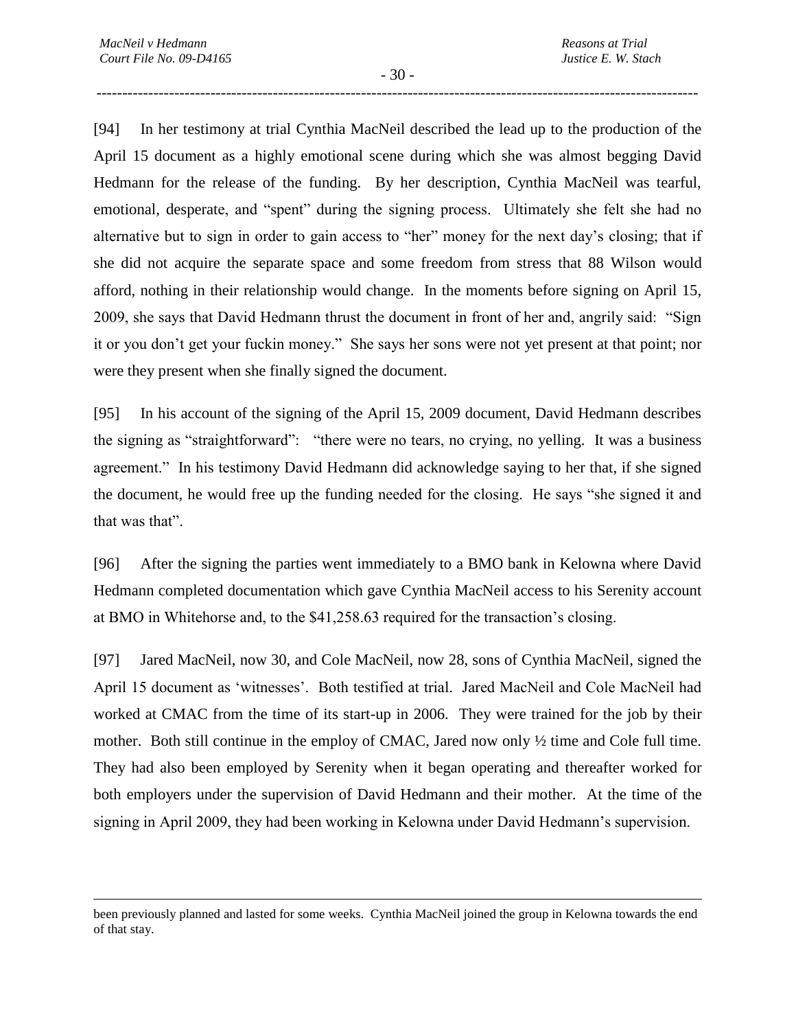[94] In her testimony at trial Cynthia MacNeil described the lead up to the production of the April 15 document as a highly emotional scene during which she was almost begging David Hedmann for the release of the funding. By her description, Cynthia MacNeil was tearful, emotional, desperate, and "spent" during the signing process. Ultimately she felt she had no alternative but to sign in order to gain access to "her" money for the next day's closing; that if she did not acquire the separate space and some freedom from stress that 88 Wilson would afford, nothing in their relationship would change. In the moments before signing on April 15, 2009, she says that David Hedmann thrust the document in front of her and, angrily said: "Sign it or you don't get your fuckin money." She says her sons were not yet present at that point; nor were they present when she finally signed the document.

[95] In his account of the signing of the April 15, 2009 document, David Hedmann describes the signing as "straightforward": "there were no tears, no crying, no yelling. It was a business agreement." In his testimony David Hedmann did acknowledge saying to her that, if she signed the document, he would free up the funding needed for the closing. He says "she signed it and that was that".

[96] After the signing the parties went immediately to a BMO bank in Kelowna where David Hedmann completed documentation which gave Cynthia MacNeil access to his Serenity account at BMO in Whitehorse and, to the $41,258.63 required for the transaction's closing.

[97] Jared MacNeil, now 30, and Cole MacNeil, now 28, sons of Cynthia MacNeil, signed the April 15 document as 'witnesses'. Both testified at trial. Jared MacNeil and Cole MacNeil had worked at CMAC from the time of its start-up in 2006. They were trained for the job by their mother. Both still continue in the employ of CMAC, Jared now only ½ time and Cole full time. They had also been employed by Serenity when it began operating and thereafter worked for both employers under the supervision of David Hedmann and their mother. At the time of the signing in April 2009, they had been working in Kelowna under David Hedmann's supervision.

---

been previously planned and lasted for some weeks. Cynthia MacNeil joined the group in Kelowna towards the end of that stay.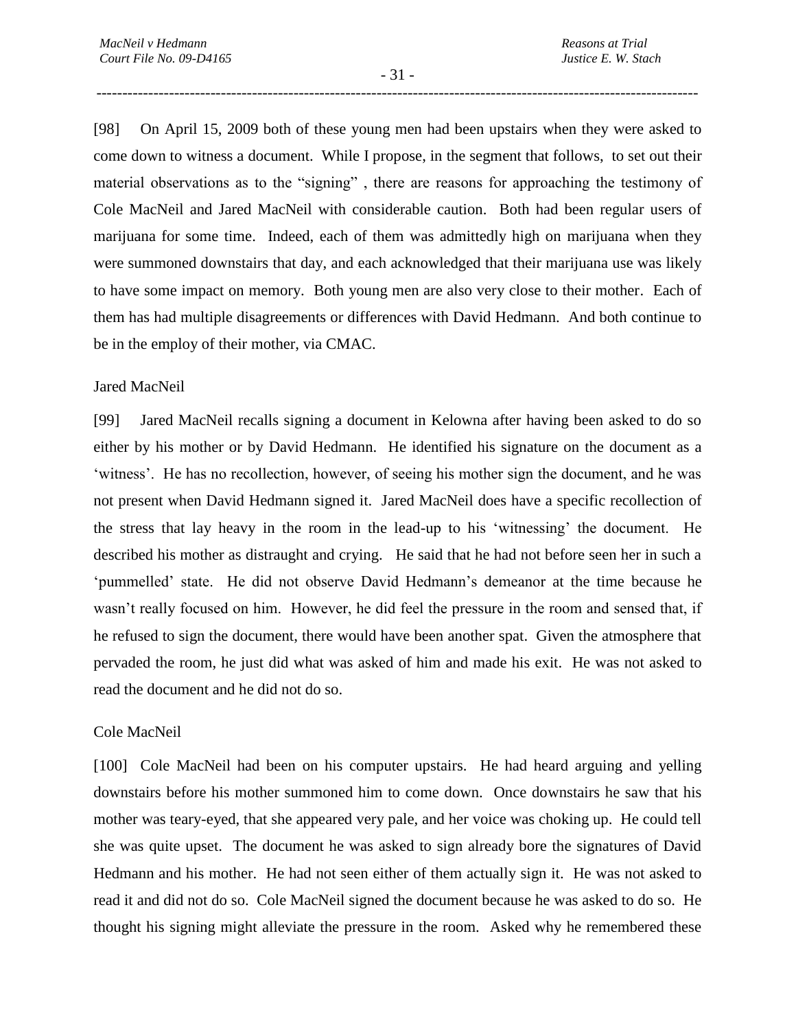[98] On April 15, 2009 both of these young men had been upstairs when they were asked to come down to witness a document. While I propose, in the segment that follows, to set out their material observations as to the "signing" , there are reasons for approaching the testimony of Cole MacNeil and Jared MacNeil with considerable caution. Both had been regular users of marijuana for some time. Indeed, each of them was admittedly high on marijuana when they were summoned downstairs that day, and each acknowledged that their marijuana use was likely to have some impact on memory. Both young men are also very close to their mother. Each of them has had multiple disagreements or differences with David Hedmann. And both continue to be in the employ of their mother, via CMAC.

Jared MacNeil

[99] Jared MacNeil recalls signing a document in Kelowna after having been asked to do so either by his mother or by David Hedmann. He identified his signature on the document as a 'witness'. He has no recollection, however, of seeing his mother sign the document, and he was not present when David Hedmann signed it. Jared MacNeil does have a specific recollection of the stress that lay heavy in the room in the lead-up to his 'witnessing' the document. He described his mother as distraught and crying. He said that he had not before seen her in such a 'pummelled' state. He did not observe David Hedmann's demeanor at the time because he wasn't really focused on him. However, he did feel the pressure in the room and sensed that, if he refused to sign the document, there would have been another spat. Given the atmosphere that pervaded the room, he just did what was asked of him and made his exit. He was not asked to read the document and he did not do so.

Cole MacNeil

[100] Cole MacNeil had been on his computer upstairs. He had heard arguing and yelling downstairs before his mother summoned him to come down. Once downstairs he saw that his mother was teary-eyed, that she appeared very pale, and her voice was choking up. He could tell she was quite upset. The document he was asked to sign already bore the signatures of David Hedmann and his mother. He had not seen either of them actually sign it. He was not asked to read it and did not do so. Cole MacNeil signed the document because he was asked to do so. He thought his signing might alleviate the pressure in the room. Asked why he remembered these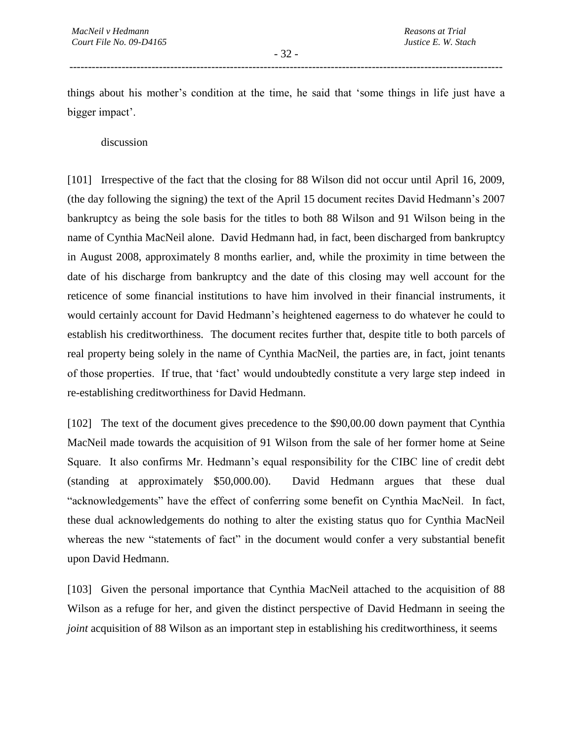things about his mother's condition at the time, he said that 'some things in life just have a bigger impact'.

discussion

[101] Irrespective of the fact that the closing for 88 Wilson did not occur until April 16, 2009, (the day following the signing) the text of the April 15 document recites David Hedmann's 2007 bankruptcy as being the sole basis for the titles to both 88 Wilson and 91 Wilson being in the name of Cynthia MacNeil alone. David Hedmann had, in fact, been discharged from bankruptcy in August 2008, approximately 8 months earlier, and, while the proximity in time between the date of his discharge from bankruptcy and the date of this closing may well account for the reticence of some financial institutions to have him involved in their financial instruments, it would certainly account for David Hedmann's heightened eagerness to do whatever he could to establish his creditworthiness. The document recites further that, despite title to both parcels of real property being solely in the name of Cynthia MacNeil, the parties are, in fact, joint tenants of those properties. If true, that 'fact' would undoubtedly constitute a very large step indeed in re-establishing creditworthiness for David Hedmann.

[102] The text of the document gives precedence to the $90,00.00 down payment that Cynthia MacNeil made towards the acquisition of 91 Wilson from the sale of her former home at Seine Square. It also confirms Mr. Hedmann's equal responsibility for the CIBC line of credit debt (standing at approximately $50,000.00). David Hedmann argues that these dual "acknowledgements" have the effect of conferring some benefit on Cynthia MacNeil. In fact, these dual acknowledgements do nothing to alter the existing status quo for Cynthia MacNeil whereas the new "statements of fact" in the document would confer a very substantial benefit upon David Hedmann.

[103] Given the personal importance that Cynthia MacNeil attached to the acquisition of 88 Wilson as a refuge for her, and given the distinct perspective of David Hedmann in seeing the *joint* acquisition of 88 Wilson as an important step in establishing his creditworthiness, it seems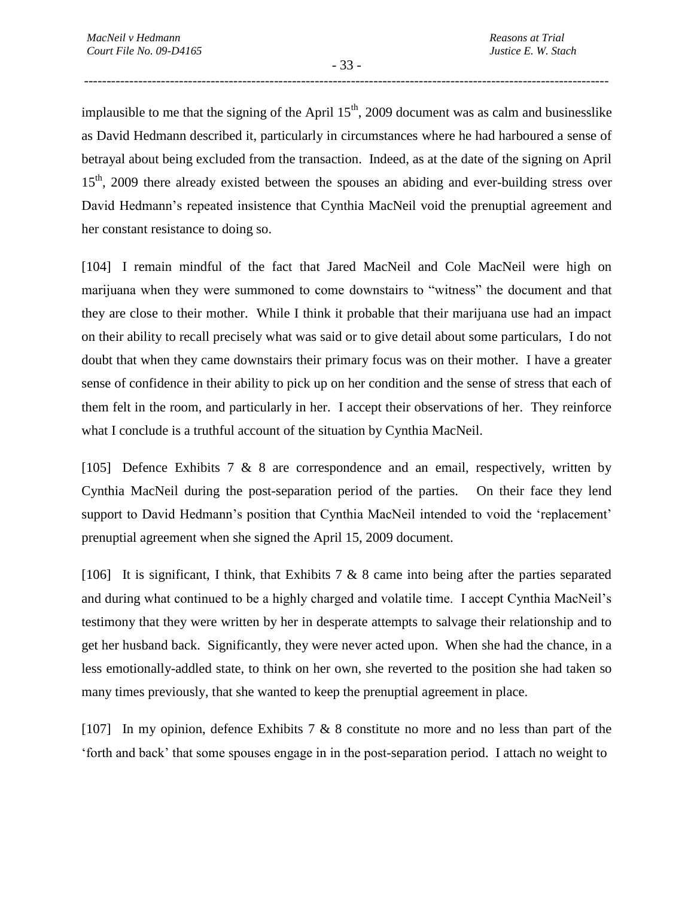implausible to me that the signing of the April 15th, 2009 document was as calm and businesslike as David Hedmann described it, particularly in circumstances where he had harboured a sense of betrayal about being excluded from the transaction. Indeed, as at the date of the signing on April 15th, 2009 there already existed between the spouses an abiding and ever-building stress over David Hedmann's repeated insistence that Cynthia MacNeil void the prenuptial agreement and her constant resistance to doing so.

[104] I remain mindful of the fact that Jared MacNeil and Cole MacNeil were high on marijuana when they were summoned to come downstairs to "witness" the document and that they are close to their mother. While I think it probable that their marijuana use had an impact on their ability to recall precisely what was said or to give detail about some particulars, I do not doubt that when they came downstairs their primary focus was on their mother. I have a greater sense of confidence in their ability to pick up on her condition and the sense of stress that each of them felt in the room, and particularly in her. I accept their observations of her. They reinforce what I conclude is a truthful account of the situation by Cynthia MacNeil.

[105] Defence Exhibits 7 & 8 are correspondence and an email, respectively, written by Cynthia MacNeil during the post-separation period of the parties. On their face they lend support to David Hedmann's position that Cynthia MacNeil intended to void the 'replacement' prenuptial agreement when she signed the April 15, 2009 document.

[106] It is significant, I think, that Exhibits 7 & 8 came into being after the parties separated and during what continued to be a highly charged and volatile time. I accept Cynthia MacNeil's testimony that they were written by her in desperate attempts to salvage their relationship and to get her husband back. Significantly, they were never acted upon. When she had the chance, in a less emotionally-addled state, to think on her own, she reverted to the position she had taken so many times previously, that she wanted to keep the prenuptial agreement in place.

[107] In my opinion, defence Exhibits 7 & 8 constitute no more and no less than part of the 'forth and back' that some spouses engage in in the post-separation period. I attach no weight to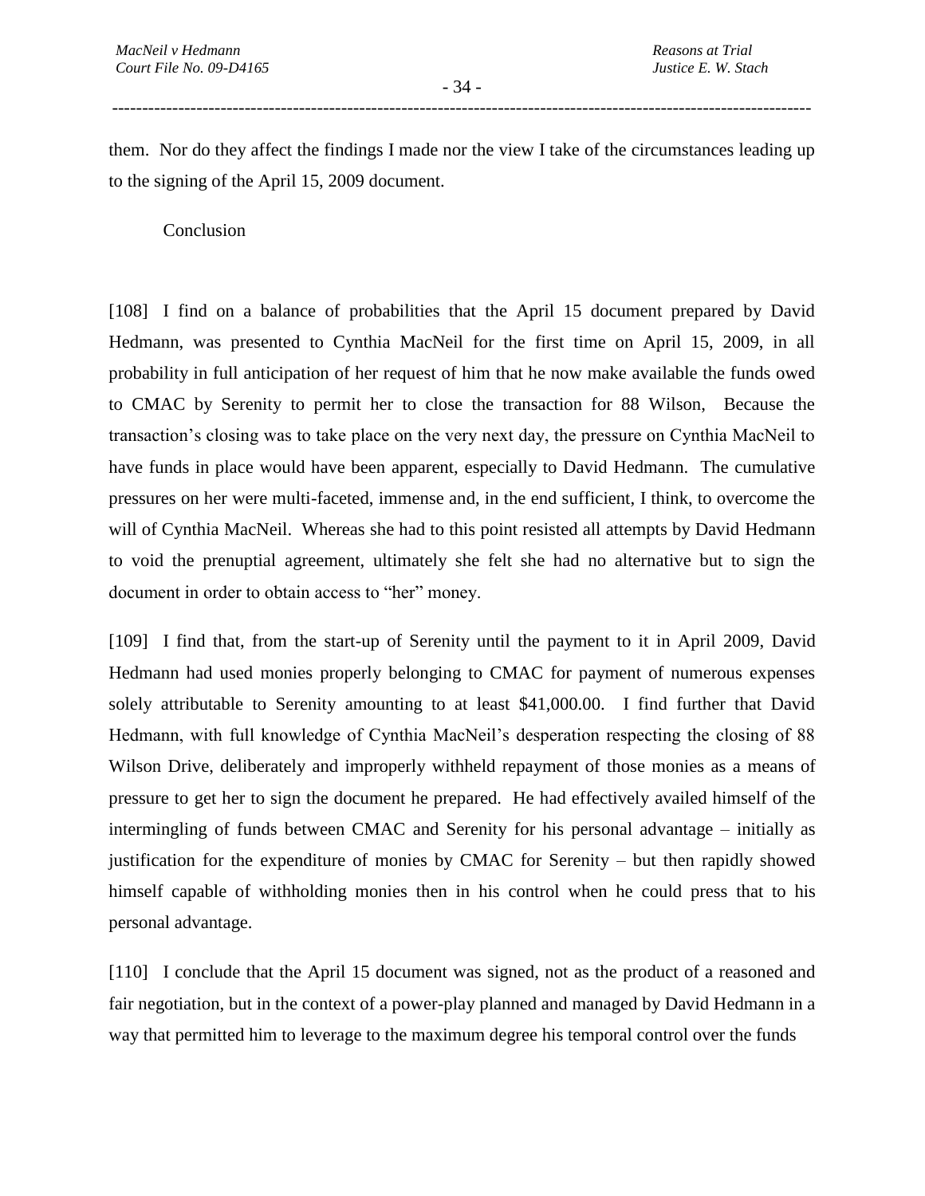them. Nor do they affect the findings I made nor the view I take of the circumstances leading up to the signing of the April 15, 2009 document.

Conclusion

[108] I find on a balance of probabilities that the April 15 document prepared by David Hedmann, was presented to Cynthia MacNeil for the first time on April 15, 2009, in all probability in full anticipation of her request of him that he now make available the funds owed to CMAC by Serenity to permit her to close the transaction for 88 Wilson, Because the transaction's closing was to take place on the very next day, the pressure on Cynthia MacNeil to have funds in place would have been apparent, especially to David Hedmann. The cumulative pressures on her were multi-faceted, immense and, in the end sufficient, I think, to overcome the will of Cynthia MacNeil. Whereas she had to this point resisted all attempts by David Hedmann to void the prenuptial agreement, ultimately she felt she had no alternative but to sign the document in order to obtain access to "her" money.

[109] I find that, from the start-up of Serenity until the payment to it in April 2009, David Hedmann had used monies properly belonging to CMAC for payment of numerous expenses solely attributable to Serenity amounting to at least $41,000.00. I find further that David Hedmann, with full knowledge of Cynthia MacNeil's desperation respecting the closing of 88 Wilson Drive, deliberately and improperly withheld repayment of those monies as a means of pressure to get her to sign the document he prepared. He had effectively availed himself of the intermingling of funds between CMAC and Serenity for his personal advantage – initially as justification for the expenditure of monies by CMAC for Serenity – but then rapidly showed himself capable of withholding monies then in his control when he could press that to his personal advantage.

[110] I conclude that the April 15 document was signed, not as the product of a reasoned and fair negotiation, but in the context of a power-play planned and managed by David Hedmann in a way that permitted him to leverage to the maximum degree his temporal control over the funds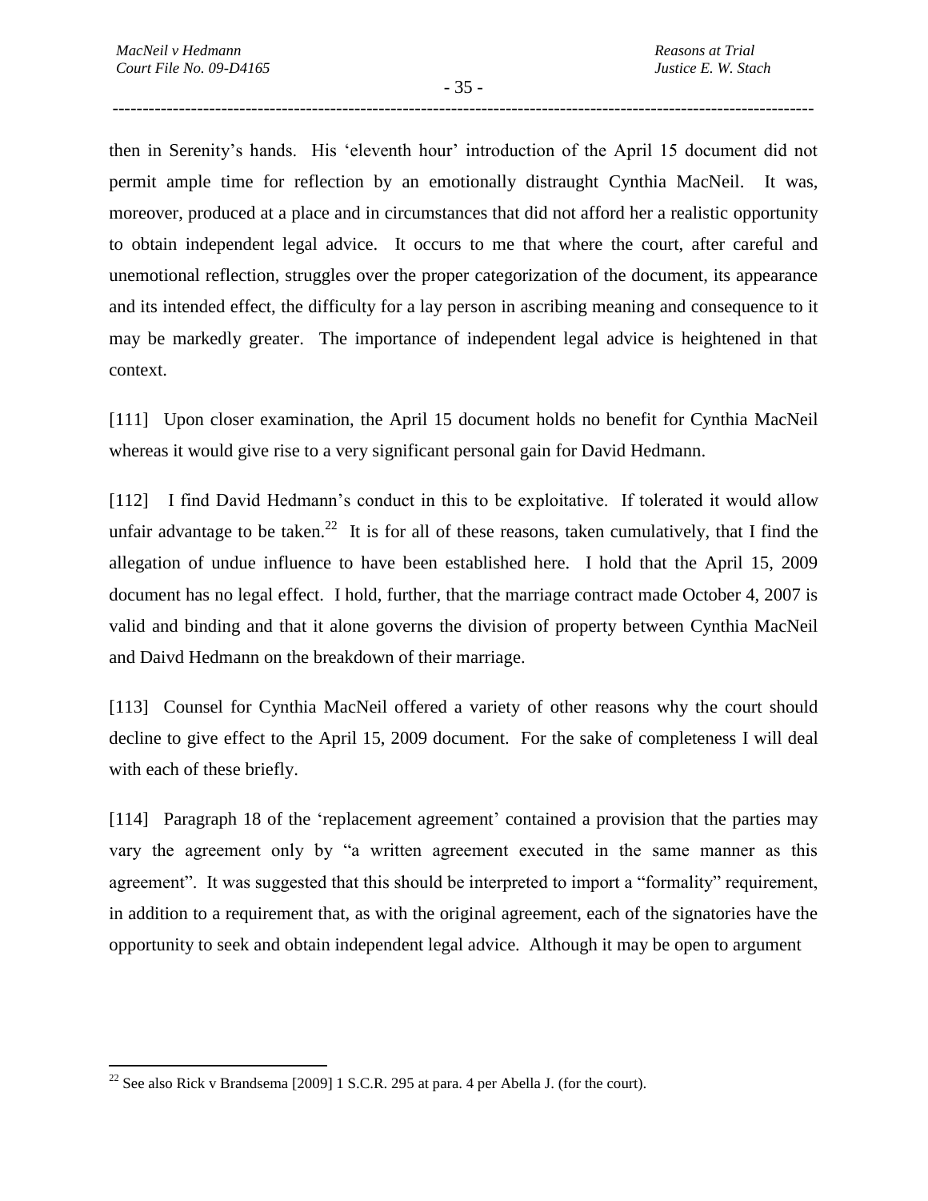then in Serenity's hands. His 'eleventh hour' introduction of the April 15 document did not permit ample time for reflection by an emotionally distraught Cynthia MacNeil. It was, moreover, produced at a place and in circumstances that did not afford her a realistic opportunity to obtain independent legal advice. It occurs to me that where the court, after careful and unemotional reflection, struggles over the proper categorization of the document, its appearance and its intended effect, the difficulty for a lay person in ascribing meaning and consequence to it may be markedly greater. The importance of independent legal advice is heightened in that context.

[111] Upon closer examination, the April 15 document holds no benefit for Cynthia MacNeil whereas it would give rise to a very significant personal gain for David Hedmann.

[112] I find David Hedmann's conduct in this to be exploitative. If tolerated it would allow unfair advantage to be taken.[22] It is for all of these reasons, taken cumulatively, that I find the allegation of undue influence to have been established here. I hold that the April 15, 2009 document has no legal effect. I hold, further, that the marriage contract made October 4, 2007 is valid and binding and that it alone governs the division of property between Cynthia MacNeil and Daivd Hedmann on the breakdown of their marriage.

[113] Counsel for Cynthia MacNeil offered a variety of other reasons why the court should decline to give effect to the April 15, 2009 document. For the sake of completeness I will deal with each of these briefly.

[114] Paragraph 18 of the 'replacement agreement' contained a provision that the parties may vary the agreement only by "a written agreement executed in the same manner as this agreement". It was suggested that this should be interpreted to import a "formality" requirement, in addition to a requirement that, as with the original agreement, each of the signatories have the opportunity to seek and obtain independent legal advice. Although it may be open to argument

[22] See also Rick v Brandsema [2009] 1 S.C.R. 295 at para. 4 per Abella J. (for the court).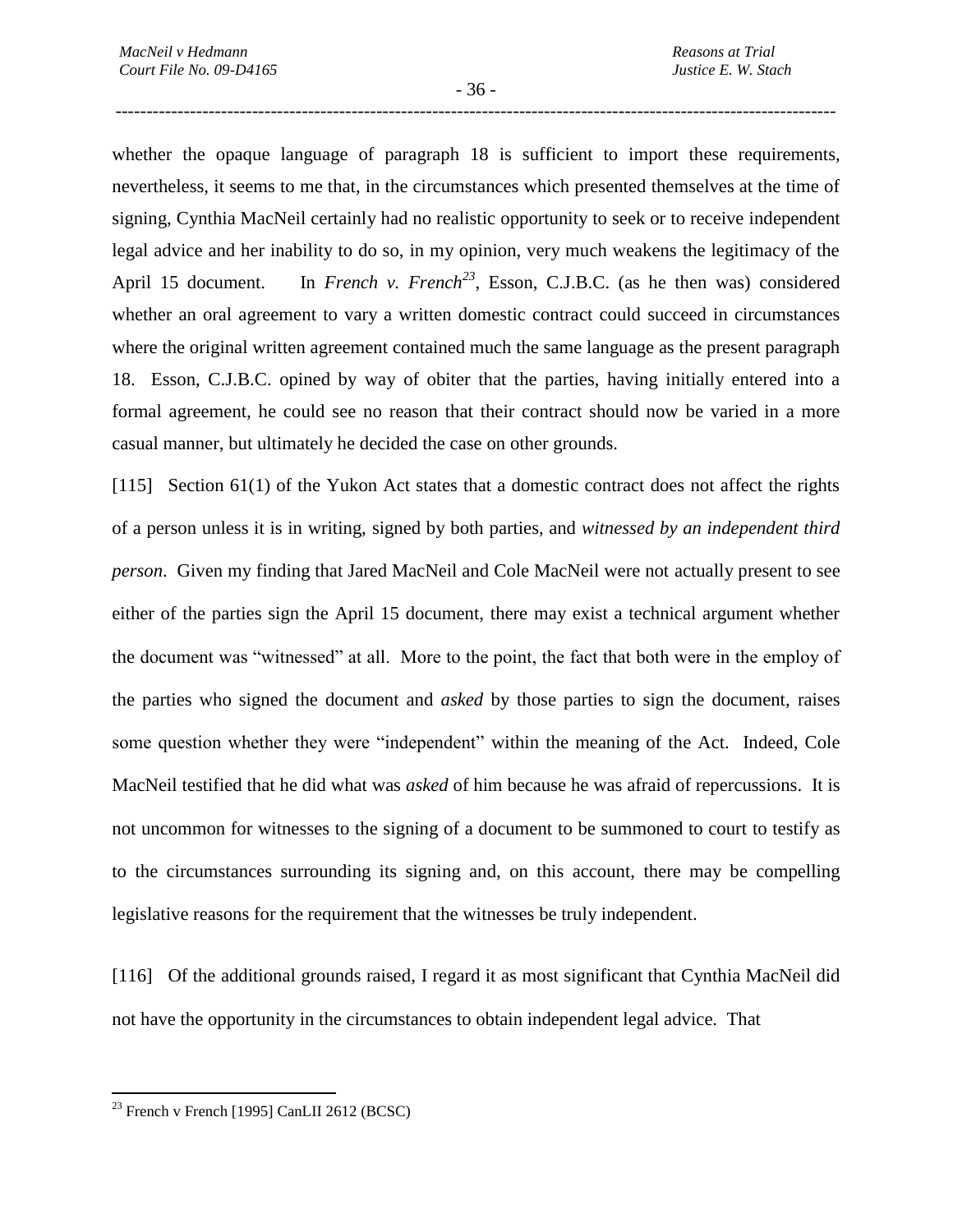whether the opaque language of paragraph 18 is sufficient to import these requirements, nevertheless, it seems to me that, in the circumstances which presented themselves at the time of signing, Cynthia MacNeil certainly had no realistic opportunity to seek or to receive independent legal advice and her inability to do so, in my opinion, very much weakens the legitimacy of the April 15 document. In *French v. French*[23], Esson, C.J.B.C. (as he then was) considered whether an oral agreement to vary a written domestic contract could succeed in circumstances where the original written agreement contained much the same language as the present paragraph 18. Esson, C.J.B.C. opined by way of obiter that the parties, having initially entered into a formal agreement, he could see no reason that their contract should now be varied in a more casual manner, but ultimately he decided the case on other grounds.

[115] Section 61(1) of the Yukon Act states that a domestic contract does not affect the rights of a person unless it is in writing, signed by both parties, and *witnessed by an independent third person*. Given my finding that Jared MacNeil and Cole MacNeil were not actually present to see either of the parties sign the April 15 document, there may exist a technical argument whether the document was "witnessed" at all. More to the point, the fact that both were in the employ of the parties who signed the document and *asked* by those parties to sign the document, raises some question whether they were "independent" within the meaning of the Act. Indeed, Cole MacNeil testified that he did what was *asked* of him because he was afraid of repercussions. It is not uncommon for witnesses to the signing of a document to be summoned to court to testify as to the circumstances surrounding its signing and, on this account, there may be compelling legislative reasons for the requirement that the witnesses be truly independent.

[116] Of the additional grounds raised, I regard it as most significant that Cynthia MacNeil did not have the opportunity in the circumstances to obtain independent legal advice. That

[23] French v French [1995] CanLII 2612 (BCSC)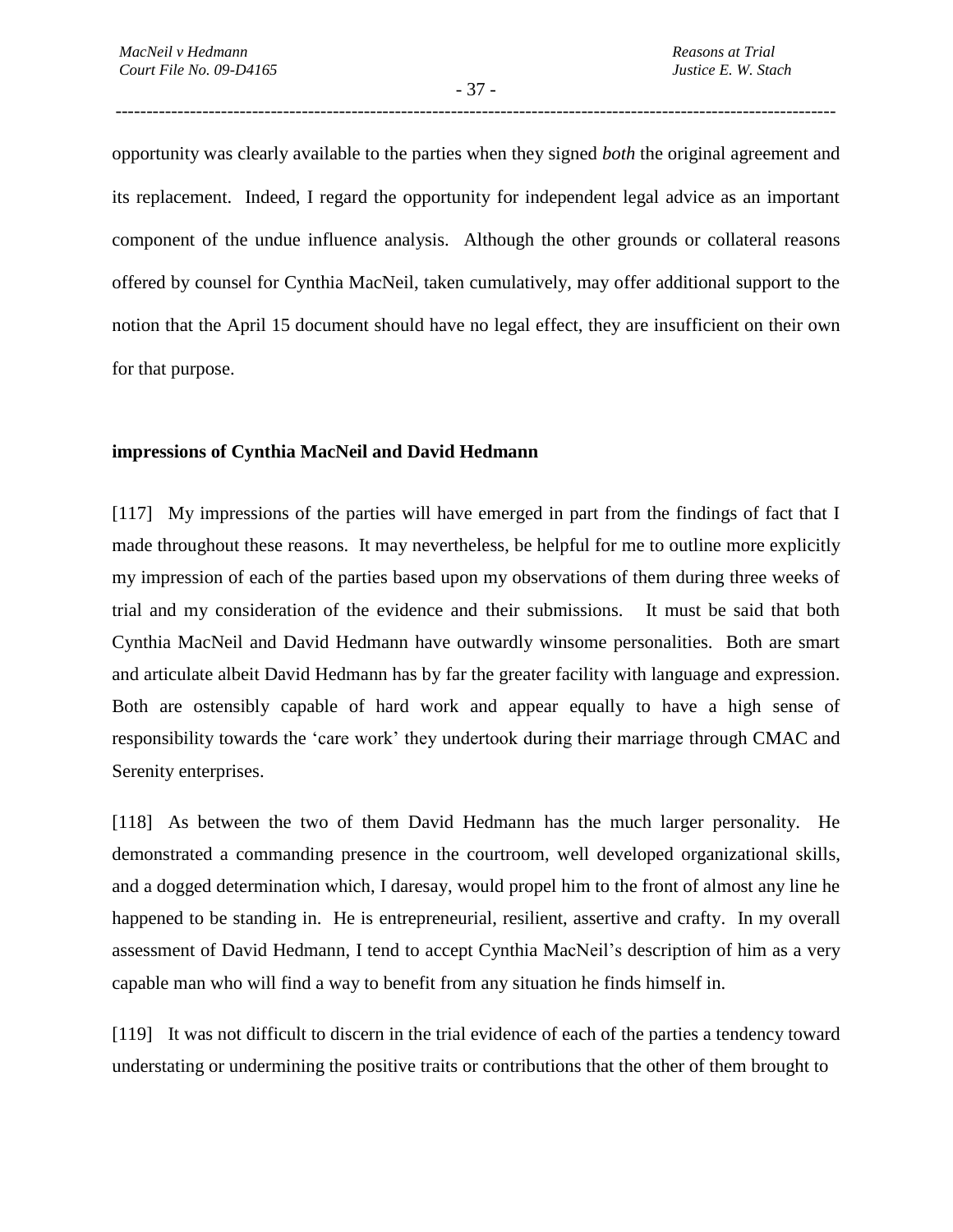opportunity was clearly available to the parties when they signed *both* the original agreement and its replacement. Indeed, I regard the opportunity for independent legal advice as an important component of the undue influence analysis. Although the other grounds or collateral reasons offered by counsel for Cynthia MacNeil, taken cumulatively, may offer additional support to the notion that the April 15 document should have no legal effect, they are insufficient on their own for that purpose.

**impressions of Cynthia MacNeil and David Hedmann**

[117] My impressions of the parties will have emerged in part from the findings of fact that I made throughout these reasons. It may nevertheless, be helpful for me to outline more explicitly my impression of each of the parties based upon my observations of them during three weeks of trial and my consideration of the evidence and their submissions. It must be said that both Cynthia MacNeil and David Hedmann have outwardly winsome personalities. Both are smart and articulate albeit David Hedmann has by far the greater facility with language and expression. Both are ostensibly capable of hard work and appear equally to have a high sense of responsibility towards the 'care work' they undertook during their marriage through CMAC and Serenity enterprises.

[118] As between the two of them David Hedmann has the much larger personality. He demonstrated a commanding presence in the courtroom, well developed organizational skills, and a dogged determination which, I daresay, would propel him to the front of almost any line he happened to be standing in. He is entrepreneurial, resilient, assertive and crafty. In my overall assessment of David Hedmann, I tend to accept Cynthia MacNeil's description of him as a very capable man who will find a way to benefit from any situation he finds himself in.

[119] It was not difficult to discern in the trial evidence of each of the parties a tendency toward understating or undermining the positive traits or contributions that the other of them brought to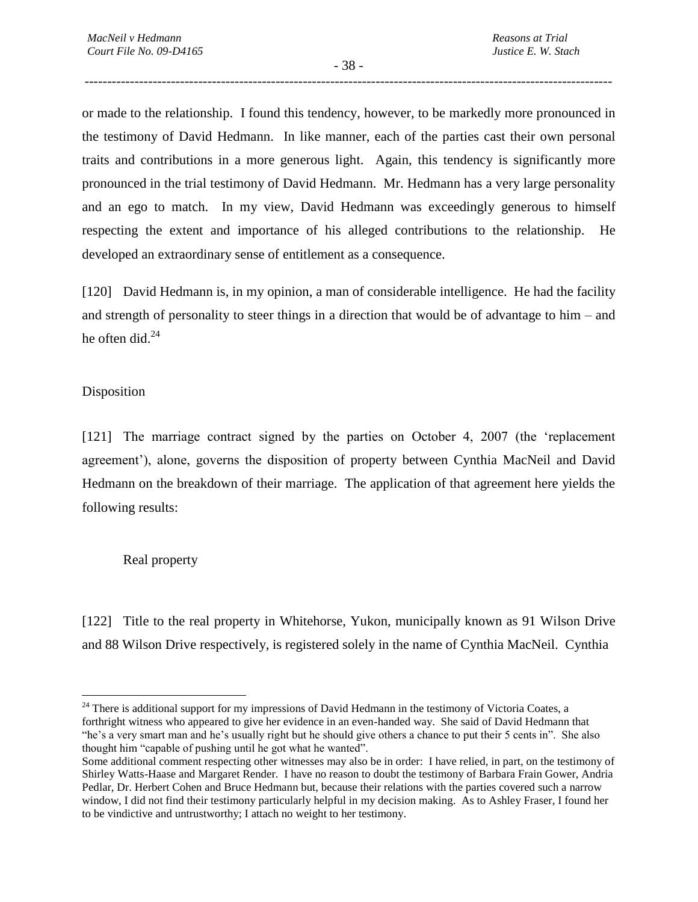or made to the relationship. I found this tendency, however, to be markedly more pronounced in the testimony of David Hedmann. In like manner, each of the parties cast their own personal traits and contributions in a more generous light. Again, this tendency is significantly more pronounced in the trial testimony of David Hedmann. Mr. Hedmann has a very large personality and an ego to match. In my view, David Hedmann was exceedingly generous to himself respecting the extent and importance of his alleged contributions to the relationship. He developed an extraordinary sense of entitlement as a consequence.

[120] David Hedmann is, in my opinion, a man of considerable intelligence. He had the facility and strength of personality to steer things in a direction that would be of advantage to him – and he often did.[24]

## Disposition

[121] The marriage contract signed by the parties on October 4, 2007 (the 'replacement agreement'), alone, governs the disposition of property between Cynthia MacNeil and David Hedmann on the breakdown of their marriage. The application of that agreement here yields the following results:

### Real property

[122] Title to the real property in Whitehorse, Yukon, municipally known as 91 Wilson Drive and 88 Wilson Drive respectively, is registered solely in the name of Cynthia MacNeil. Cynthia

---

[24] There is additional support for my impressions of David Hedmann in the testimony of Victoria Coates, a forthright witness who appeared to give her evidence in an even-handed way. She said of David Hedmann that "he's a very smart man and he's usually right but he should give others a chance to put their 5 cents in". She also thought him "capable of pushing until he got what he wanted".
Some additional comment respecting other witnesses may also be in order: I have relied, in part, on the testimony of Shirley Watts-Haase and Margaret Render. I have no reason to doubt the testimony of Barbara Frain Gower, Andria Pedlar, Dr. Herbert Cohen and Bruce Hedmann but, because their relations with the parties covered such a narrow window, I did not find their testimony particularly helpful in my decision making. As to Ashley Fraser, I found her to be vindictive and untrustworthy; I attach no weight to her testimony.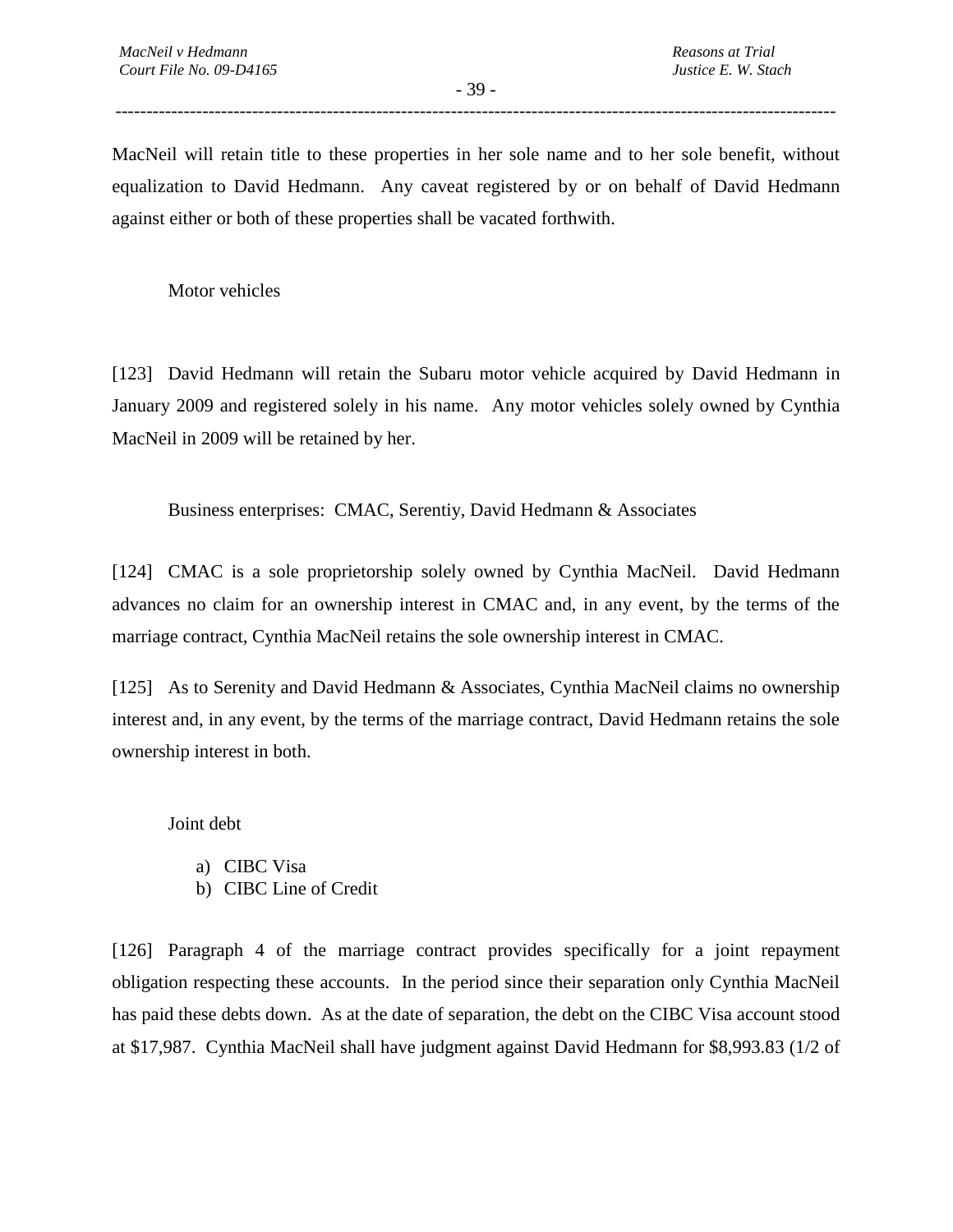MacNeil will retain title to these properties in her sole name and to her sole benefit, without equalization to David Hedmann. Any caveat registered by or on behalf of David Hedmann against either or both of these properties shall be vacated forthwith.

Motor vehicles

[123] David Hedmann will retain the Subaru motor vehicle acquired by David Hedmann in January 2009 and registered solely in his name. Any motor vehicles solely owned by Cynthia MacNeil in 2009 will be retained by her.

Business enterprises: CMAC, Serentiy, David Hedmann & Associates

[124] CMAC is a sole proprietorship solely owned by Cynthia MacNeil. David Hedmann advances no claim for an ownership interest in CMAC and, in any event, by the terms of the marriage contract, Cynthia MacNeil retains the sole ownership interest in CMAC.

[125] As to Serenity and David Hedmann & Associates, Cynthia MacNeil claims no ownership interest and, in any event, by the terms of the marriage contract, David Hedmann retains the sole ownership interest in both.

Joint debt

a) CIBC Visa
b) CIBC Line of Credit

[126] Paragraph 4 of the marriage contract provides specifically for a joint repayment obligation respecting these accounts. In the period since their separation only Cynthia MacNeil has paid these debts down. As at the date of separation, the debt on the CIBC Visa account stood at $17,987. Cynthia MacNeil shall have judgment against David Hedmann for $8,993.83 (1/2 of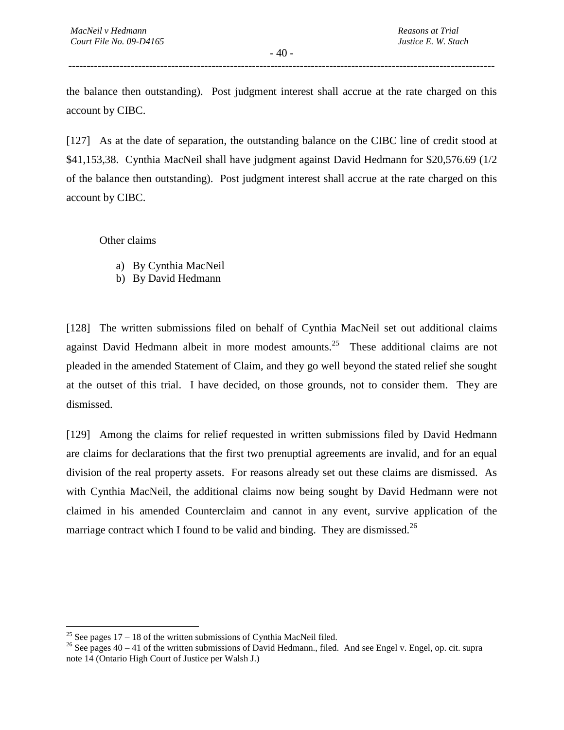the balance then outstanding). Post judgment interest shall accrue at the rate charged on this account by CIBC.

[127] As at the date of separation, the outstanding balance on the CIBC line of credit stood at $41,153,38. Cynthia MacNeil shall have judgment against David Hedmann for $20,576.69 (1/2 of the balance then outstanding). Post judgment interest shall accrue at the rate charged on this account by CIBC.

Other claims

a) By Cynthia MacNeil
b) By David Hedmann

[128] The written submissions filed on behalf of Cynthia MacNeil set out additional claims against David Hedmann albeit in more modest amounts.[25] These additional claims are not pleaded in the amended Statement of Claim, and they go well beyond the stated relief she sought at the outset of this trial. I have decided, on those grounds, not to consider them. They are dismissed.

[129] Among the claims for relief requested in written submissions filed by David Hedmann are claims for declarations that the first two prenuptial agreements are invalid, and for an equal division of the real property assets. For reasons already set out these claims are dismissed. As with Cynthia MacNeil, the additional claims now being sought by David Hedmann were not claimed in his amended Counterclaim and cannot in any event, survive application of the marriage contract which I found to be valid and binding. They are dismissed.[26]

---

[25] See pages 17 – 18 of the written submissions of Cynthia MacNeil filed.

[26] See pages 40 – 41 of the written submissions of David Hedmann., filed. And see Engel v. Engel, op. cit. supra note 14 (Ontario High Court of Justice per Walsh J.)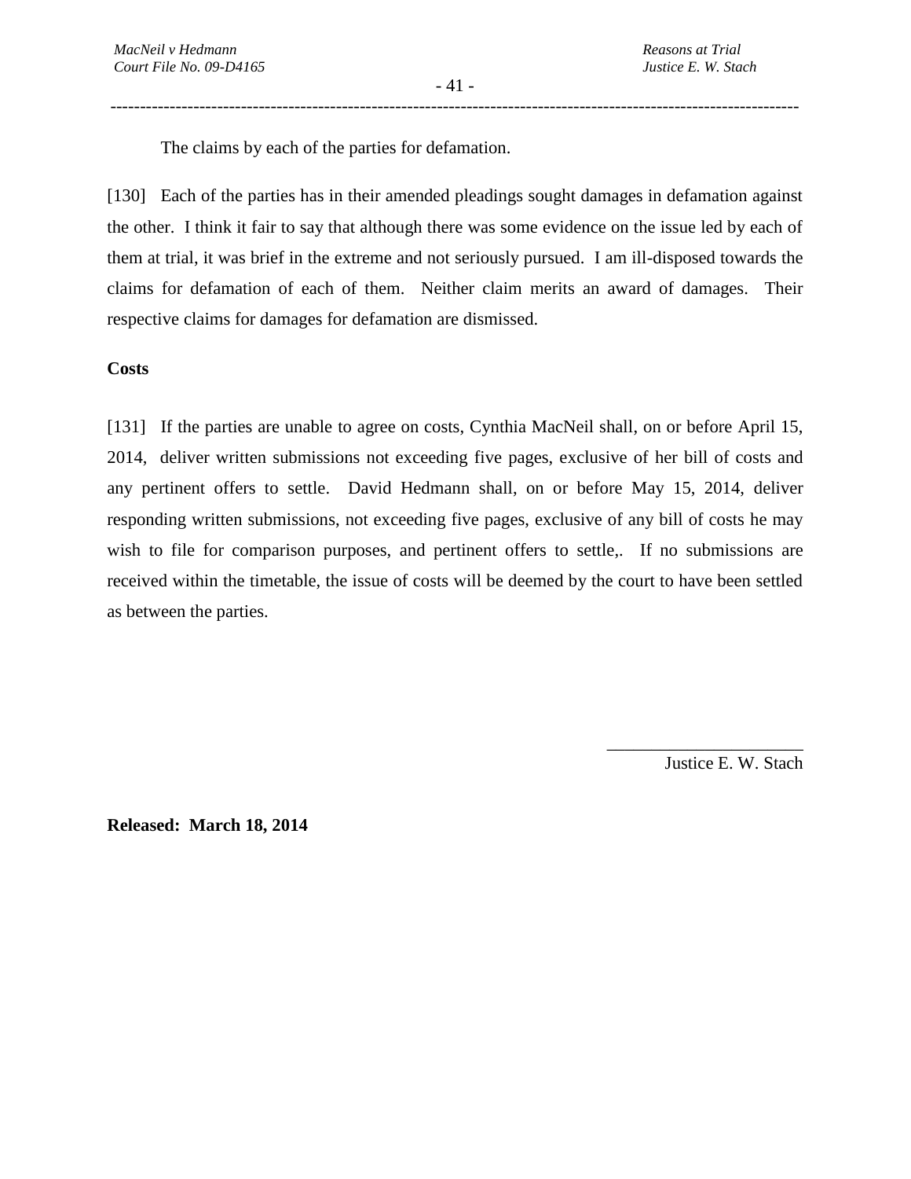The claims by each of the parties for defamation.

[130] Each of the parties has in their amended pleadings sought damages in defamation against the other. I think it fair to say that although there was some evidence on the issue led by each of them at trial, it was brief in the extreme and not seriously pursued. I am ill-disposed towards the claims for defamation of each of them. Neither claim merits an award of damages. Their respective claims for damages for defamation are dismissed.

**Costs**

[131] If the parties are unable to agree on costs, Cynthia MacNeil shall, on or before April 15, 2014, deliver written submissions not exceeding five pages, exclusive of her bill of costs and any pertinent offers to settle. David Hedmann shall, on or before May 15, 2014, deliver responding written submissions, not exceeding five pages, exclusive of any bill of costs he may wish to file for comparison purposes, and pertinent offers to settle,. If no submissions are received within the timetable, the issue of costs will be deemed by the court to have been settled as between the parties.

\_\_\_\_\_\_\_\_\_\_\_\_\_\_\_\_\_\_\_\_\_\_

Justice E. W. Stach

**Released: March 18, 2014**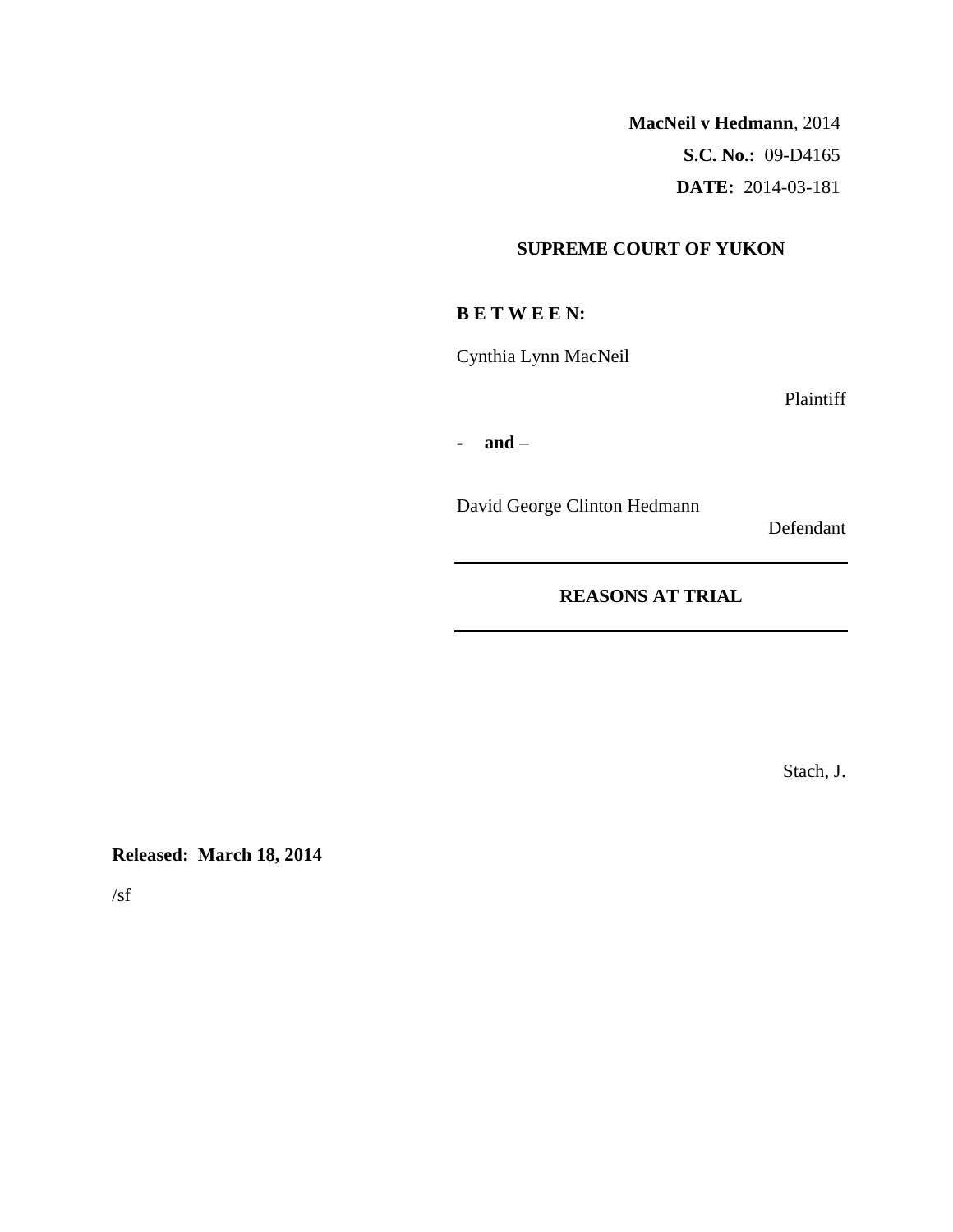**MacNeil v Hedmann**, 2014

**S.C. No.:** 09-D4165

**DATE:** 2014-03-181

**SUPREME COURT OF YUKON**

**B E T W E E N:**

Cynthia Lynn MacNeil

Plaintiff

**- and –**

David George Clinton Hedmann

Defendant

---

**REASONS AT TRIAL**

---

Stach, J.

**Released: March 18, 2014**

/sf